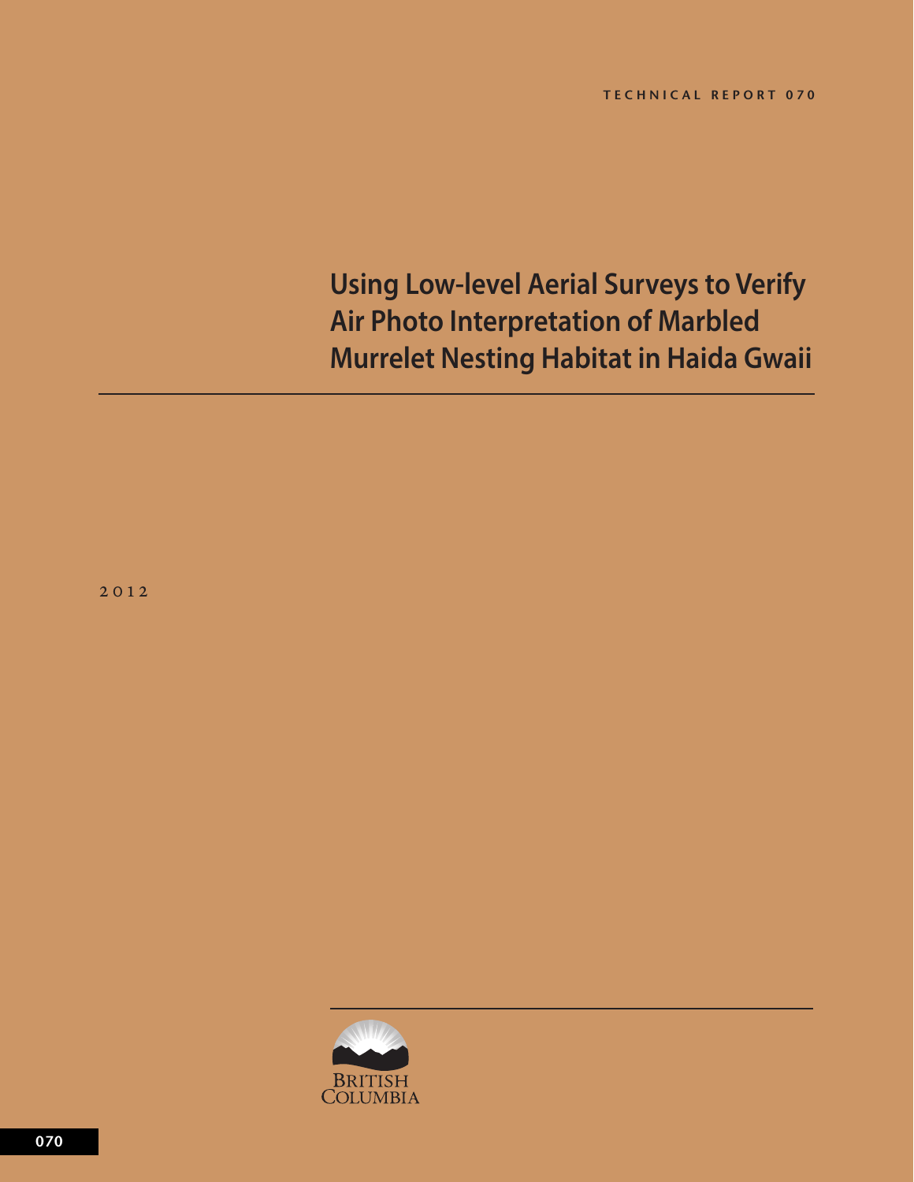TECHNICAL REPORT 070

# Using Low-level Aerial Surveys to Verify Air Photo Interpretation of Marbled Murrelet Nesting Habitat in Haida Gwaii

2012

BRITISH COLUMBIA

070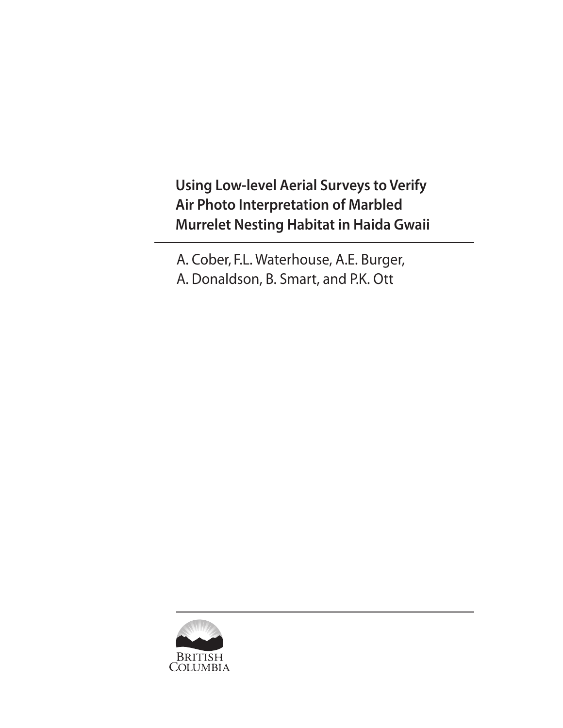# Using Low-level Aerial Surveys to Verify Air Photo Interpretation of Marbled Murrelet Nesting Habitat in Haida Gwaii

A. Cober, F.L. Waterhouse, A.E. Burger,
A. Donaldson, B. Smart, and P.K. Ott

BRITISH
COLUMBIA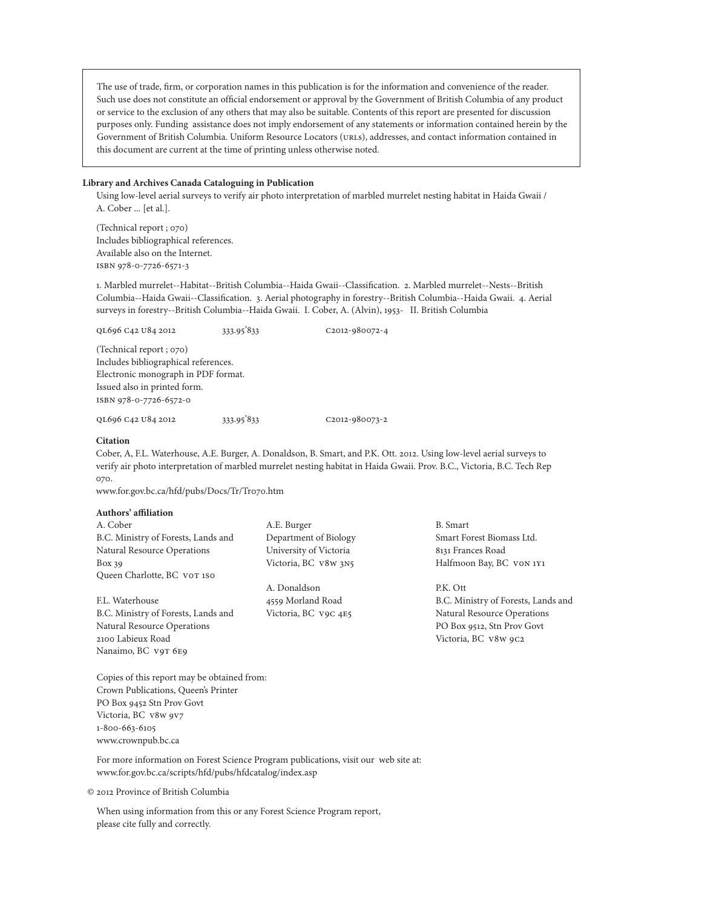The use of trade, firm, or corporation names in this publication is for the information and convenience of the reader. Such use does not constitute an official endorsement or approval by the Government of British Columbia of any product or service to the exclusion of any others that may also be suitable. Contents of this report are presented for discussion purposes only. Funding assistance does not imply endorsement of any statements or information contained herein by the Government of British Columbia. Uniform Resource Locators (URLS), addresses, and contact information contained in this document are current at the time of printing unless otherwise noted.

**Library and Archives Canada Cataloguing in Publication**

Using low-level aerial surveys to verify air photo interpretation of marbled murrelet nesting habitat in Haida Gwaii / A. Cober ... [et al.].

(Technical report ; 070)
Includes bibliographical references.
Available also on the Internet.
ISBN 978-0-7726-6571-3

1. Marbled murrelet--Habitat--British Columbia--Haida Gwaii--Classification. 2. Marbled murrelet--Nests--British Columbia--Haida Gwaii--Classification. 3. Aerial photography in forestry--British Columbia--Haida Gwaii. 4. Aerial surveys in forestry--British Columbia--Haida Gwaii. I. Cober, A. (Alvin), 1953- II. British Columbia

QL696 C42 U84 2012 333.95'833 C2012-980072-4

(Technical report ; 070)
Includes bibliographical references.
Electronic monograph in PDF format.
Issued also in printed form.
ISBN 978-0-7726-6572-0

QL696 C42 U84 2012 333.95'833 C2012-980073-2

**Citation**

Cober, A, F.L. Waterhouse, A.E. Burger, A. Donaldson, B. Smart, and P.K. Ott. 2012. Using low-level aerial surveys to verify air photo interpretation of marbled murrelet nesting habitat in Haida Gwaii. Prov. B.C., Victoria, B.C. Tech Rep 070.
www.for.gov.bc.ca/hfd/pubs/Docs/Tr/Tr070.htm

**Authors' affiliation**

A. Cober
B.C. Ministry of Forests, Lands and Natural Resource Operations
Box 39
Queen Charlotte, BC V0T 1S0

F.L. Waterhouse
B.C. Ministry of Forests, Lands and Natural Resource Operations
2100 Labieux Road
Nanaimo, BC V9T 6E9

A.E. Burger
Department of Biology
University of Victoria
Victoria, BC V8W 3N5

A. Donaldson
4559 Morland Road
Victoria, BC V9C 4E5

B. Smart
Smart Forest Biomass Ltd.
8131 Frances Road
Halfmoon Bay, BC V0N 1Y1

P.K. Ott
B.C. Ministry of Forests, Lands and Natural Resource Operations
PO Box 9512, Stn Prov Govt
Victoria, BC V8W 9C2

Copies of this report may be obtained from:
Crown Publications, Queen's Printer
PO Box 9452 Stn Prov Govt
Victoria, BC V8W 9V7
1-800-663-6105
www.crownpub.bc.ca

For more information on Forest Science Program publications, visit our web site at:
www.for.gov.bc.ca/scripts/hfd/pubs/hfdcatalog/index.asp

© 2012 Province of British Columbia

When using information from this or any Forest Science Program report, please cite fully and correctly.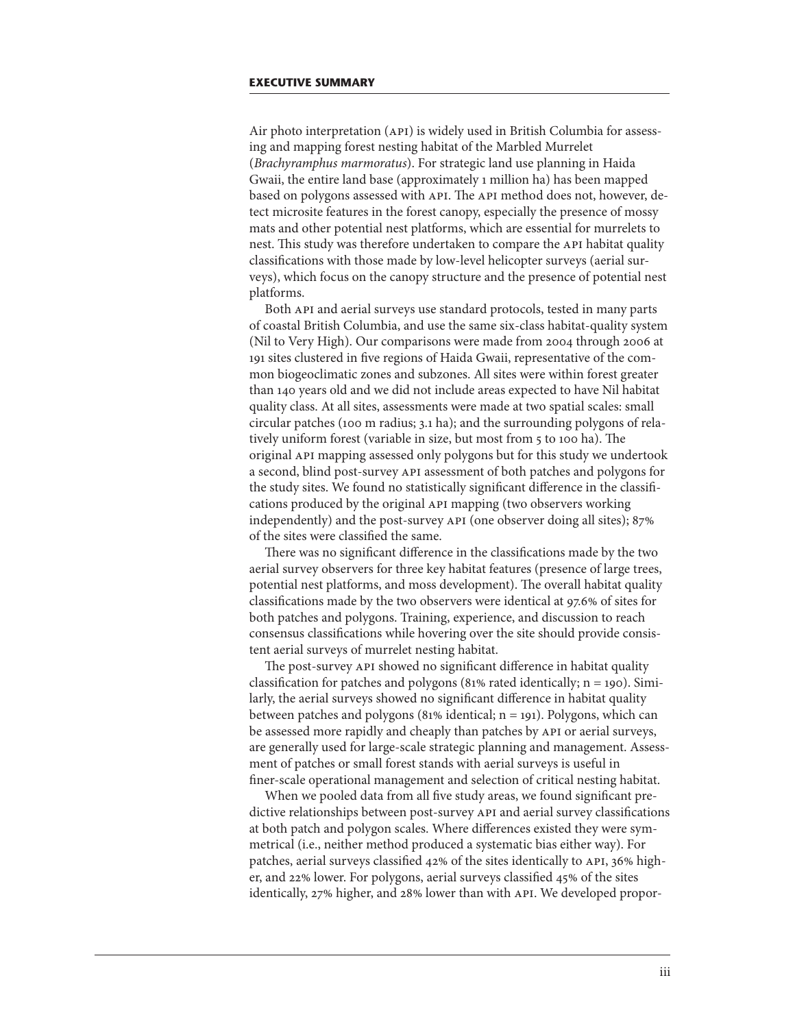## EXECUTIVE SUMMARY

Air photo interpretation (API) is widely used in British Columbia for assessing and mapping forest nesting habitat of the Marbled Murrelet (*Brachyramphus marmoratus*). For strategic land use planning in Haida Gwaii, the entire land base (approximately 1 million ha) has been mapped based on polygons assessed with API. The API method does not, however, detect microsite features in the forest canopy, especially the presence of mossy mats and other potential nest platforms, which are essential for murrelets to nest. This study was therefore undertaken to compare the API habitat quality classifications with those made by low-level helicopter surveys (aerial surveys), which focus on the canopy structure and the presence of potential nest platforms.

Both API and aerial surveys use standard protocols, tested in many parts of coastal British Columbia, and use the same six-class habitat-quality system (Nil to Very High). Our comparisons were made from 2004 through 2006 at 191 sites clustered in five regions of Haida Gwaii, representative of the common biogeoclimatic zones and subzones. All sites were within forest greater than 140 years old and we did not include areas expected to have Nil habitat quality class. At all sites, assessments were made at two spatial scales: small circular patches (100 m radius; 3.1 ha); and the surrounding polygons of relatively uniform forest (variable in size, but most from 5 to 100 ha). The original API mapping assessed only polygons but for this study we undertook a second, blind post-survey API assessment of both patches and polygons for the study sites. We found no statistically significant difference in the classifications produced by the original API mapping (two observers working independently) and the post-survey API (one observer doing all sites); 87% of the sites were classified the same.

There was no significant difference in the classifications made by the two aerial survey observers for three key habitat features (presence of large trees, potential nest platforms, and moss development). The overall habitat quality classifications made by the two observers were identical at 97.6% of sites for both patches and polygons. Training, experience, and discussion to reach consensus classifications while hovering over the site should provide consistent aerial surveys of murrelet nesting habitat.

The post-survey API showed no significant difference in habitat quality classification for patches and polygons (81% rated identically; n = 190). Similarly, the aerial surveys showed no significant difference in habitat quality between patches and polygons (81% identical; n = 191). Polygons, which can be assessed more rapidly and cheaply than patches by API or aerial surveys, are generally used for large-scale strategic planning and management. Assessment of patches or small forest stands with aerial surveys is useful in finer-scale operational management and selection of critical nesting habitat.

When we pooled data from all five study areas, we found significant predictive relationships between post-survey API and aerial survey classifications at both patch and polygon scales. Where differences existed they were symmetrical (i.e., neither method produced a systematic bias either way). For patches, aerial surveys classified 42% of the sites identically to API, 36% higher, and 22% lower. For polygons, aerial surveys classified 45% of the sites identically, 27% higher, and 28% lower than with API. We developed propor-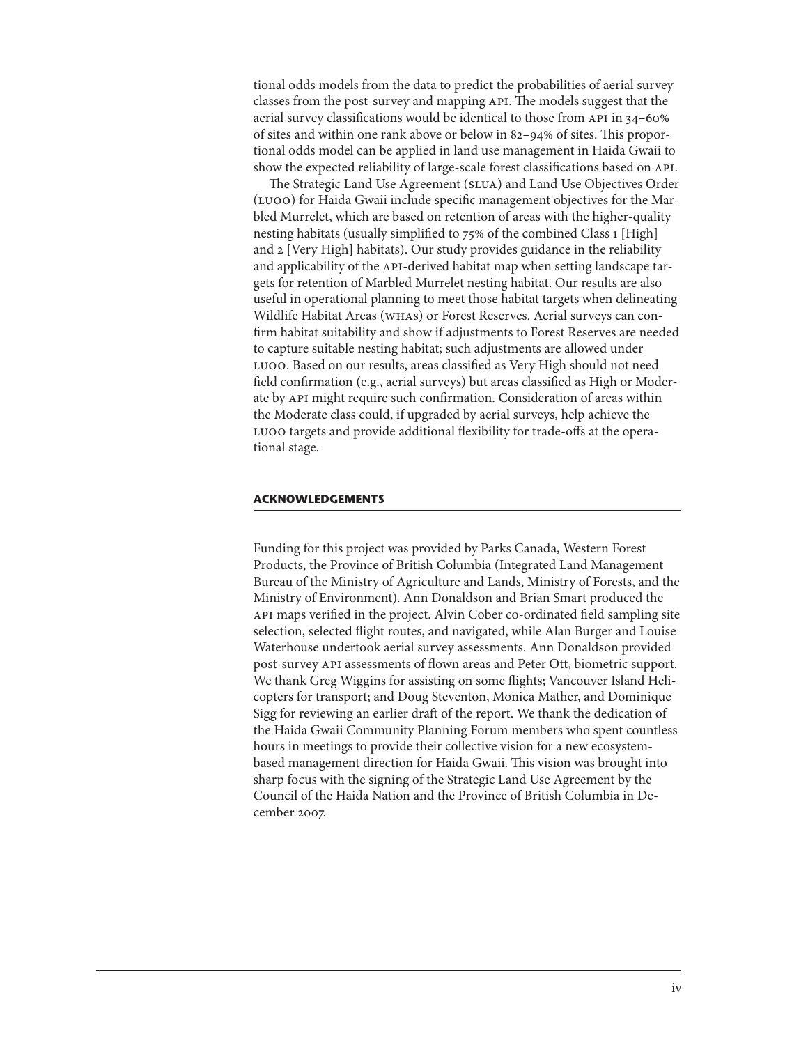tional odds models from the data to predict the probabilities of aerial survey classes from the post-survey and mapping API. The models suggest that the aerial survey classifications would be identical to those from API in 34–60% of sites and within one rank above or below in 82–94% of sites. This proportional odds model can be applied in land use management in Haida Gwaii to show the expected reliability of large-scale forest classifications based on API.

The Strategic Land Use Agreement (SLUA) and Land Use Objectives Order (LUOO) for Haida Gwaii include specific management objectives for the Marbled Murrelet, which are based on retention of areas with the higher-quality nesting habitats (usually simplified to 75% of the combined Class 1 [High] and 2 [Very High] habitats). Our study provides guidance in the reliability and applicability of the API-derived habitat map when setting landscape targets for retention of Marbled Murrelet nesting habitat. Our results are also useful in operational planning to meet those habitat targets when delineating Wildlife Habitat Areas (WHAs) or Forest Reserves. Aerial surveys can confirm habitat suitability and show if adjustments to Forest Reserves are needed to capture suitable nesting habitat; such adjustments are allowed under LUOO. Based on our results, areas classified as Very High should not need field confirmation (e.g., aerial surveys) but areas classified as High or Moderate by API might require such confirmation. Consideration of areas within the Moderate class could, if upgraded by aerial surveys, help achieve the LUOO targets and provide additional flexibility for trade-offs at the operational stage.

## ACKNOWLEDGEMENTS

Funding for this project was provided by Parks Canada, Western Forest Products, the Province of British Columbia (Integrated Land Management Bureau of the Ministry of Agriculture and Lands, Ministry of Forests, and the Ministry of Environment). Ann Donaldson and Brian Smart produced the API maps verified in the project. Alvin Cober co-ordinated field sampling site selection, selected flight routes, and navigated, while Alan Burger and Louise Waterhouse undertook aerial survey assessments. Ann Donaldson provided post-survey API assessments of flown areas and Peter Ott, biometric support. We thank Greg Wiggins for assisting on some flights; Vancouver Island Helicopters for transport; and Doug Steventon, Monica Mather, and Dominique Sigg for reviewing an earlier draft of the report. We thank the dedication of the Haida Gwaii Community Planning Forum members who spent countless hours in meetings to provide their collective vision for a new ecosystem-based management direction for Haida Gwaii. This vision was brought into sharp focus with the signing of the Strategic Land Use Agreement by the Council of the Haida Nation and the Province of British Columbia in December 2007.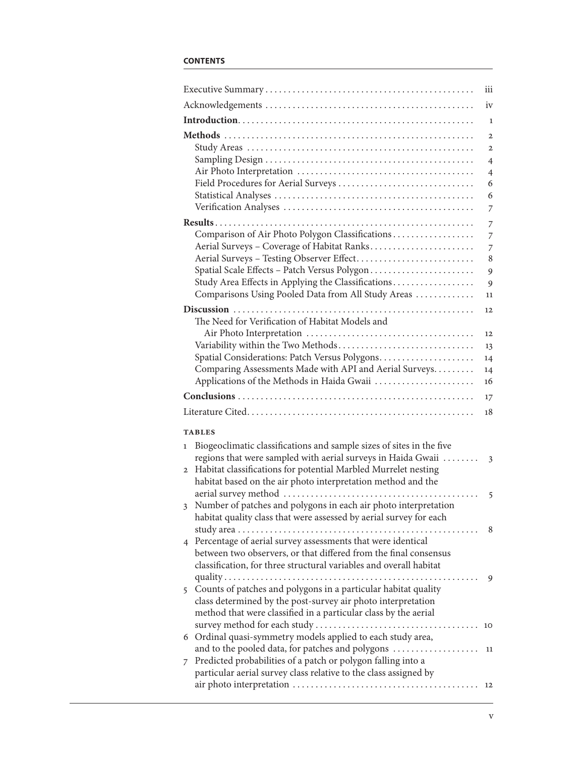## CONTENTS

| | |
|---|---|
| Executive Summary | iii |
| Acknowledgements | iv |
| **Introduction** | 1 |
| **Methods** | 2 |
| Study Areas | 2 |
| Sampling Design | 4 |
| Air Photo Interpretation | 4 |
| Field Procedures for Aerial Surveys | 6 |
| Statistical Analyses | 6 |
| Verification Analyses | 7 |
| **Results** | 7 |
| Comparison of Air Photo Polygon Classifications | 7 |
| Aerial Surveys – Coverage of Habitat Ranks | 7 |
| Aerial Surveys – Testing Observer Effect | 8 |
| Spatial Scale Effects – Patch Versus Polygon | 9 |
| Study Area Effects in Applying the Classifications | 9 |
| Comparisons Using Pooled Data from All Study Areas | 11 |
| **Discussion** | 12 |
| The Need for Verification of Habitat Models and Air Photo Interpretation | 12 |
| Variability within the Two Methods | 13 |
| Spatial Considerations: Patch Versus Polygons | 14 |
| Comparing Assessments Made with API and Aerial Surveys | 14 |
| Applications of the Methods in Haida Gwaii | 16 |
| **Conclusions** | 17 |
| Literature Cited | 18 |

### TABLES

| | | |
|---|---|---|
| 1 | Biogeoclimatic classifications and sample sizes of sites in the five regions that were sampled with aerial surveys in Haida Gwaii | 3 |
| 2 | Habitat classifications for potential Marbled Murrelet nesting habitat based on the air photo interpretation method and the aerial survey method | 5 |
| 3 | Number of patches and polygons in each air photo interpretation habitat quality class that were assessed by aerial survey for each study area | 8 |
| 4 | Percentage of aerial survey assessments that were identical between two observers, or that differed from the final consensus classification, for three structural variables and overall habitat quality | 9 |
| 5 | Counts of patches and polygons in a particular habitat quality class determined by the post-survey air photo interpretation method that were classified in a particular class by the aerial survey method for each study | 10 |
| 6 | Ordinal quasi-symmetry models applied to each study area, and to the pooled data, for patches and polygons | 11 |
| 7 | Predicted probabilities of a patch or polygon falling into a particular aerial survey class relative to the class assigned by air photo interpretation | 12 |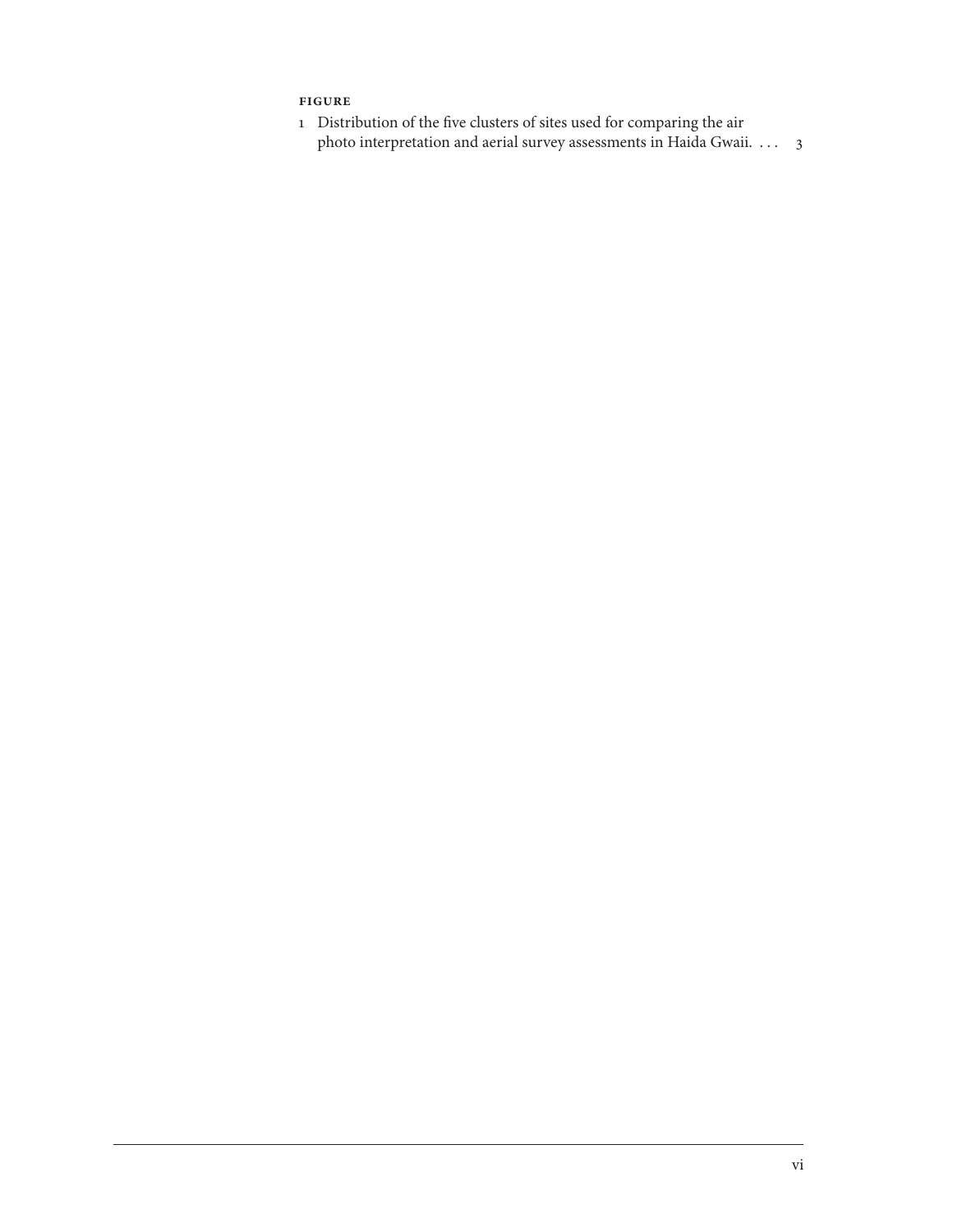**FIGURE**

1 Distribution of the five clusters of sites used for comparing the air photo interpretation and aerial survey assessments in Haida Gwaii. . . . 3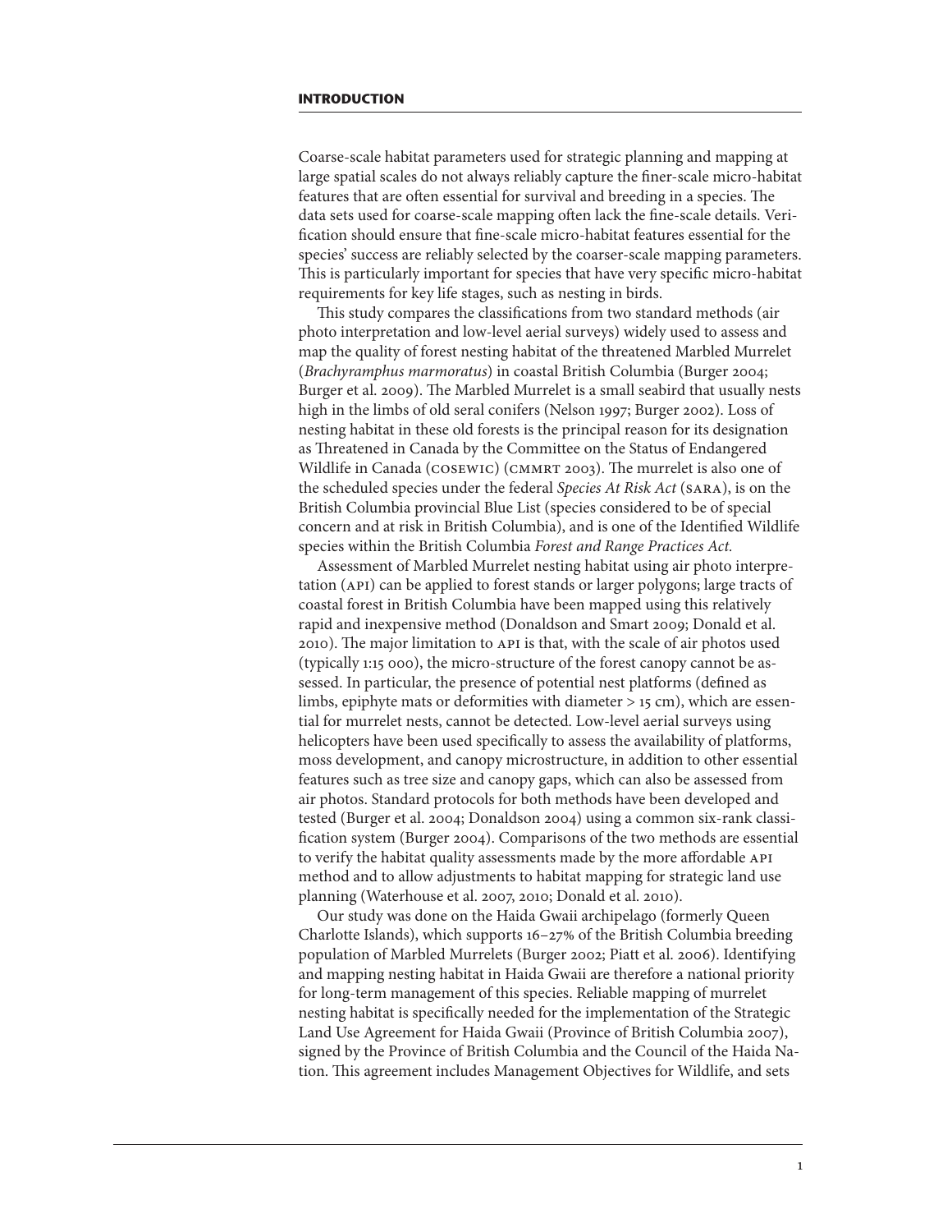## INTRODUCTION

Coarse-scale habitat parameters used for strategic planning and mapping at large spatial scales do not always reliably capture the finer-scale micro-habitat features that are often essential for survival and breeding in a species. The data sets used for coarse-scale mapping often lack the fine-scale details. Verification should ensure that fine-scale micro-habitat features essential for the species' success are reliably selected by the coarser-scale mapping parameters. This is particularly important for species that have very specific micro-habitat requirements for key life stages, such as nesting in birds.

This study compares the classifications from two standard methods (air photo interpretation and low-level aerial surveys) widely used to assess and map the quality of forest nesting habitat of the threatened Marbled Murrelet (*Brachyramphus marmoratus*) in coastal British Columbia (Burger 2004; Burger et al. 2009). The Marbled Murrelet is a small seabird that usually nests high in the limbs of old seral conifers (Nelson 1997; Burger 2002). Loss of nesting habitat in these old forests is the principal reason for its designation as Threatened in Canada by the Committee on the Status of Endangered Wildlife in Canada (COSEWIC) (CMMRT 2003). The murrelet is also one of the scheduled species under the federal *Species At Risk Act* (SARA), is on the British Columbia provincial Blue List (species considered to be of special concern and at risk in British Columbia), and is one of the Identified Wildlife species within the British Columbia *Forest and Range Practices Act.*

Assessment of Marbled Murrelet nesting habitat using air photo interpretation (API) can be applied to forest stands or larger polygons; large tracts of coastal forest in British Columbia have been mapped using this relatively rapid and inexpensive method (Donaldson and Smart 2009; Donald et al. 2010). The major limitation to API is that, with the scale of air photos used (typically 1:15 000), the micro-structure of the forest canopy cannot be assessed. In particular, the presence of potential nest platforms (defined as limbs, epiphyte mats or deformities with diameter > 15 cm), which are essential for murrelet nests, cannot be detected. Low-level aerial surveys using helicopters have been used specifically to assess the availability of platforms, moss development, and canopy microstructure, in addition to other essential features such as tree size and canopy gaps, which can also be assessed from air photos. Standard protocols for both methods have been developed and tested (Burger et al. 2004; Donaldson 2004) using a common six-rank classification system (Burger 2004). Comparisons of the two methods are essential to verify the habitat quality assessments made by the more affordable API method and to allow adjustments to habitat mapping for strategic land use planning (Waterhouse et al. 2007, 2010; Donald et al. 2010).

Our study was done on the Haida Gwaii archipelago (formerly Queen Charlotte Islands), which supports 16–27% of the British Columbia breeding population of Marbled Murrelets (Burger 2002; Piatt et al. 2006). Identifying and mapping nesting habitat in Haida Gwaii are therefore a national priority for long-term management of this species. Reliable mapping of murrelet nesting habitat is specifically needed for the implementation of the Strategic Land Use Agreement for Haida Gwaii (Province of British Columbia 2007), signed by the Province of British Columbia and the Council of the Haida Nation. This agreement includes Management Objectives for Wildlife, and sets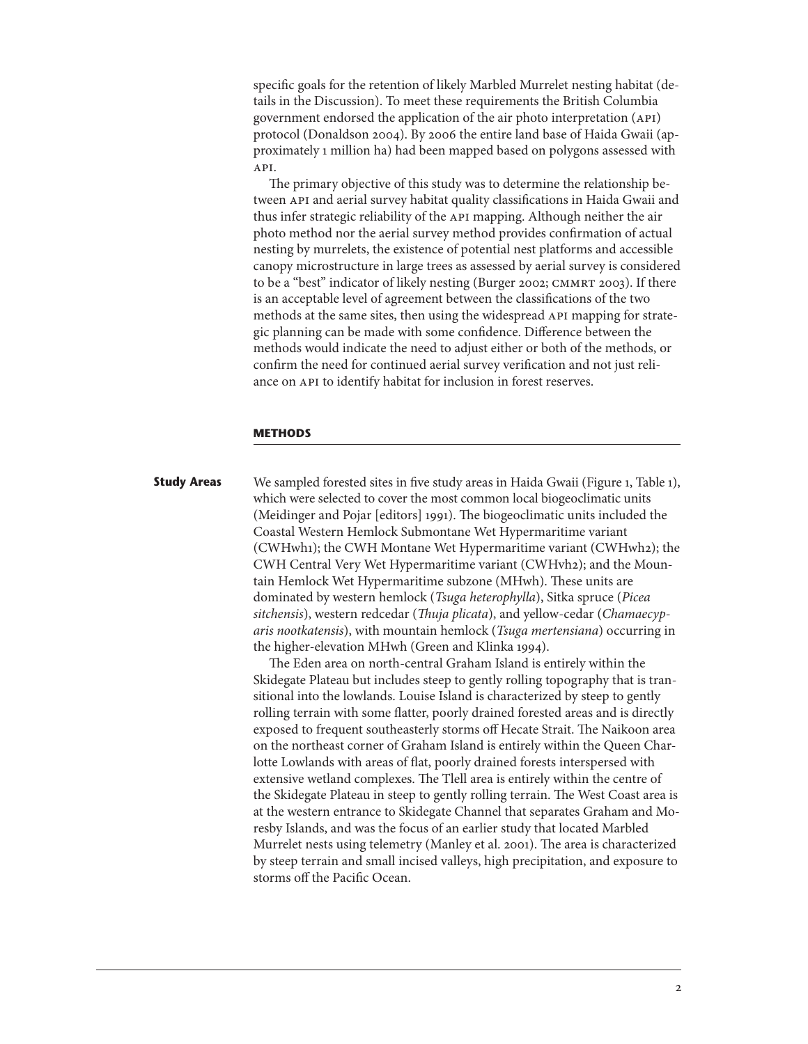specific goals for the retention of likely Marbled Murrelet nesting habitat (details in the Discussion). To meet these requirements the British Columbia government endorsed the application of the air photo interpretation (API) protocol (Donaldson 2004). By 2006 the entire land base of Haida Gwaii (approximately 1 million ha) had been mapped based on polygons assessed with API.

The primary objective of this study was to determine the relationship between API and aerial survey habitat quality classifications in Haida Gwaii and thus infer strategic reliability of the API mapping. Although neither the air photo method nor the aerial survey method provides confirmation of actual nesting by murrelets, the existence of potential nest platforms and accessible canopy microstructure in large trees as assessed by aerial survey is considered to be a "best" indicator of likely nesting (Burger 2002; CMMRT 2003). If there is an acceptable level of agreement between the classifications of the two methods at the same sites, then using the widespread API mapping for strategic planning can be made with some confidence. Difference between the methods would indicate the need to adjust either or both of the methods, or confirm the need for continued aerial survey verification and not just reliance on API to identify habitat for inclusion in forest reserves.

## METHODS

### Study Areas

We sampled forested sites in five study areas in Haida Gwaii (Figure 1, Table 1), which were selected to cover the most common local biogeoclimatic units (Meidinger and Pojar [editors] 1991). The biogeoclimatic units included the Coastal Western Hemlock Submontane Wet Hypermaritime variant (CWHwh1); the CWH Montane Wet Hypermaritime variant (CWHwh2); the CWH Central Very Wet Hypermaritime variant (CWHvh2); and the Mountain Hemlock Wet Hypermaritime subzone (MHwh). These units are dominated by western hemlock (*Tsuga heterophylla*), Sitka spruce (*Picea sitchensis*), western redcedar (*Thuja plicata*), and yellow-cedar (*Chamaecyparis nootkatensis*), with mountain hemlock (*Tsuga mertensiana*) occurring in the higher-elevation MHwh (Green and Klinka 1994).

The Eden area on north-central Graham Island is entirely within the Skidegate Plateau but includes steep to gently rolling topography that is transitional into the lowlands. Louise Island is characterized by steep to gently rolling terrain with some flatter, poorly drained forested areas and is directly exposed to frequent southeasterly storms off Hecate Strait. The Naikoon area on the northeast corner of Graham Island is entirely within the Queen Charlotte Lowlands with areas of flat, poorly drained forests interspersed with extensive wetland complexes. The Tlell area is entirely within the centre of the Skidegate Plateau in steep to gently rolling terrain. The West Coast area is at the western entrance to Skidegate Channel that separates Graham and Moresby Islands, and was the focus of an earlier study that located Marbled Murrelet nests using telemetry (Manley et al. 2001). The area is characterized by steep terrain and small incised valleys, high precipitation, and exposure to storms off the Pacific Ocean.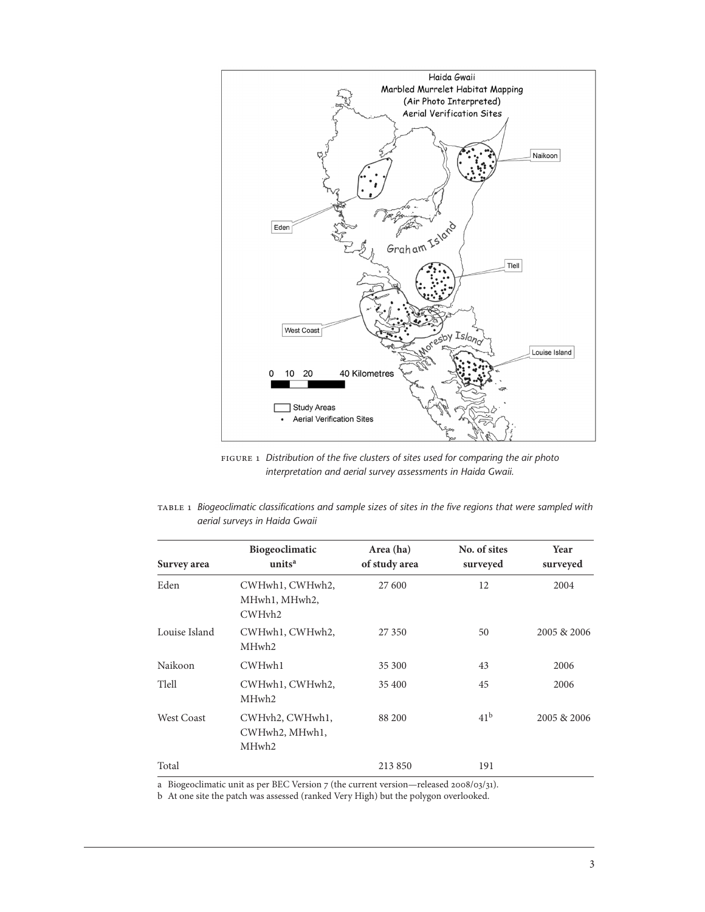FIGURE 1 *Distribution of the five clusters of sites used for comparing the air photo interpretation and aerial survey assessments in Haida Gwaii.*

TABLE 1 *Biogeoclimatic classifications and sample sizes of sites in the five regions that were sampled with aerial surveys in Haida Gwaii*

| Survey area | Biogeoclimatic units[a] | Area (ha) of study area | No. of sites surveyed | Year surveyed |
|---|---|---|---|---|
| Eden | CWHwh1, CWHwh2, MHwh1, MHwh2, CWHvh2 | 27 600 | 12 | 2004 |
| Louise Island | CWHwh1, CWHwh2, MHwh2 | 27 350 | 50 | 2005 & 2006 |
| Naikoon | CWHwh1 | 35 300 | 43 | 2006 |
| Tlell | CWHwh1, CWHwh2, MHwh2 | 35 400 | 45 | 2006 |
| West Coast | CWHvh2, CWHwh1, CWHwh2, MHwh1, MHwh2 | 88 200 | 41[b] | 2005 & 2006 |
| Total | | 213 850 | 191 | |

a Biogeoclimatic unit as per BEC Version 7 (the current version—released 2008/03/31).

b At one site the patch was assessed (ranked Very High) but the polygon overlooked.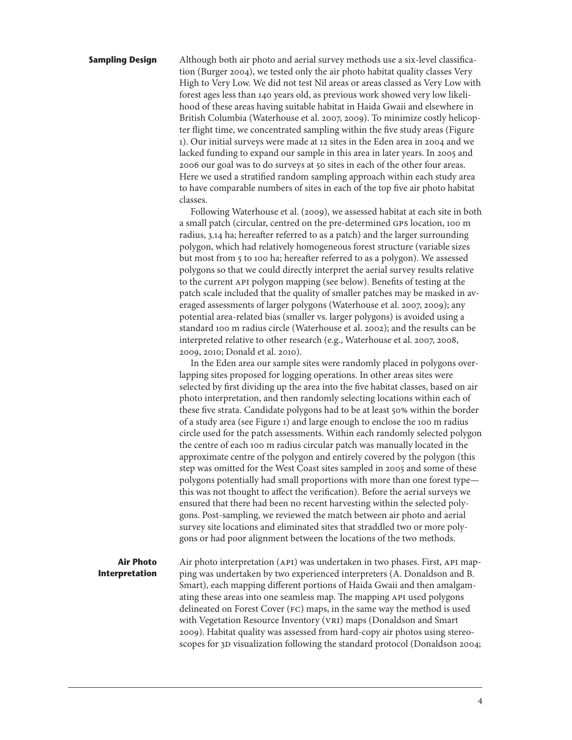## Sampling Design

Although both air photo and aerial survey methods use a six-level classification (Burger 2004), we tested only the air photo habitat quality classes Very High to Very Low. We did not test Nil areas or areas classed as Very Low with forest ages less than 140 years old, as previous work showed very low likelihood of these areas having suitable habitat in Haida Gwaii and elsewhere in British Columbia (Waterhouse et al. 2007, 2009). To minimize costly helicopter flight time, we concentrated sampling within the five study areas (Figure 1). Our initial surveys were made at 12 sites in the Eden area in 2004 and we lacked funding to expand our sample in this area in later years. In 2005 and 2006 our goal was to do surveys at 50 sites in each of the other four areas. Here we used a stratified random sampling approach within each study area to have comparable numbers of sites in each of the top five air photo habitat classes.

Following Waterhouse et al. (2009), we assessed habitat at each site in both a small patch (circular, centred on the pre-determined GPS location, 100 m radius, 3.14 ha; hereafter referred to as a patch) and the larger surrounding polygon, which had relatively homogeneous forest structure (variable sizes but most from 5 to 100 ha; hereafter referred to as a polygon). We assessed polygons so that we could directly interpret the aerial survey results relative to the current API polygon mapping (see below). Benefits of testing at the patch scale included that the quality of smaller patches may be masked in averaged assessments of larger polygons (Waterhouse et al. 2007, 2009); any potential area-related bias (smaller vs. larger polygons) is avoided using a standard 100 m radius circle (Waterhouse et al. 2002); and the results can be interpreted relative to other research (e.g., Waterhouse et al. 2007, 2008, 2009, 2010; Donald et al. 2010).

In the Eden area our sample sites were randomly placed in polygons overlapping sites proposed for logging operations. In other areas sites were selected by first dividing up the area into the five habitat classes, based on air photo interpretation, and then randomly selecting locations within each of these five strata. Candidate polygons had to be at least 50% within the border of a study area (see Figure 1) and large enough to enclose the 100 m radius circle used for the patch assessments. Within each randomly selected polygon the centre of each 100 m radius circular patch was manually located in the approximate centre of the polygon and entirely covered by the polygon (this step was omitted for the West Coast sites sampled in 2005 and some of these polygons potentially had small proportions with more than one forest type—this was not thought to affect the verification). Before the aerial surveys we ensured that there had been no recent harvesting within the selected polygons. Post-sampling, we reviewed the match between air photo and aerial survey site locations and eliminated sites that straddled two or more polygons or had poor alignment between the locations of the two methods.

## Air Photo Interpretation

Air photo interpretation (API) was undertaken in two phases. First, API mapping was undertaken by two experienced interpreters (A. Donaldson and B. Smart), each mapping different portions of Haida Gwaii and then amalgamating these areas into one seamless map. The mapping API used polygons delineated on Forest Cover (FC) maps, in the same way the method is used with Vegetation Resource Inventory (VRI) maps (Donaldson and Smart 2009). Habitat quality was assessed from hard-copy air photos using stereoscopes for 3D visualization following the standard protocol (Donaldson 2004;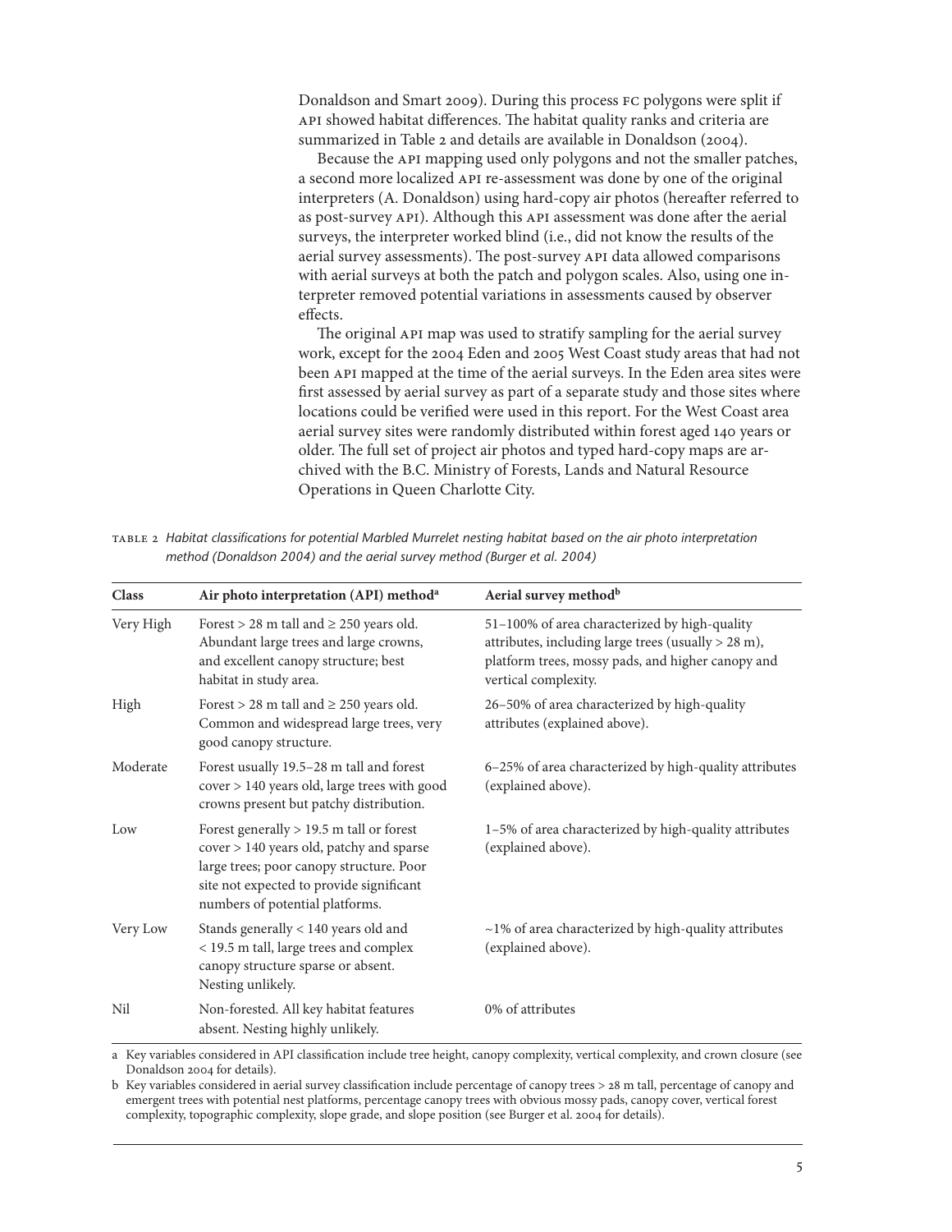Donaldson and Smart 2009). During this process FC polygons were split if API showed habitat differences. The habitat quality ranks and criteria are summarized in Table 2 and details are available in Donaldson (2004).

Because the API mapping used only polygons and not the smaller patches, a second more localized API re-assessment was done by one of the original interpreters (A. Donaldson) using hard-copy air photos (hereafter referred to as post-survey API). Although this API assessment was done after the aerial surveys, the interpreter worked blind (i.e., did not know the results of the aerial survey assessments). The post-survey API data allowed comparisons with aerial surveys at both the patch and polygon scales. Also, using one interpreter removed potential variations in assessments caused by observer effects.

The original API map was used to stratify sampling for the aerial survey work, except for the 2004 Eden and 2005 West Coast study areas that had not been API mapped at the time of the aerial surveys. In the Eden area sites were first assessed by aerial survey as part of a separate study and those sites where locations could be verified were used in this report. For the West Coast area aerial survey sites were randomly distributed within forest aged 140 years or older. The full set of project air photos and typed hard-copy maps are archived with the B.C. Ministry of Forests, Lands and Natural Resource Operations in Queen Charlotte City.

TABLE 2 *Habitat classifications for potential Marbled Murrelet nesting habitat based on the air photo interpretation method (Donaldson 2004) and the aerial survey method (Burger et al. 2004)*

| Class | Air photo interpretation (API) method[a] | Aerial survey method[b] |
|---|---|---|
| Very High | Forest > 28 m tall and ≥ 250 years old. Abundant large trees and large crowns, and excellent canopy structure; best habitat in study area. | 51–100% of area characterized by high-quality attributes, including large trees (usually > 28 m), platform trees, mossy pads, and higher canopy and vertical complexity. |
| High | Forest > 28 m tall and ≥ 250 years old. Common and widespread large trees, very good canopy structure. | 26–50% of area characterized by high-quality attributes (explained above). |
| Moderate | Forest usually 19.5–28 m tall and forest cover > 140 years old, large trees with good crowns present but patchy distribution. | 6–25% of area characterized by high-quality attributes (explained above). |
| Low | Forest generally > 19.5 m tall or forest cover > 140 years old, patchy and sparse large trees; poor canopy structure. Poor site not expected to provide significant numbers of potential platforms. | 1–5% of area characterized by high-quality attributes (explained above). |
| Very Low | Stands generally < 140 years old and < 19.5 m tall, large trees and complex canopy structure sparse or absent. Nesting unlikely. | ~1% of area characterized by high-quality attributes (explained above). |
| Nil | Non-forested. All key habitat features absent. Nesting highly unlikely. | 0% of attributes |

a Key variables considered in API classification include tree height, canopy complexity, vertical complexity, and crown closure (see Donaldson 2004 for details).

b Key variables considered in aerial survey classification include percentage of canopy trees > 28 m tall, percentage of canopy and emergent trees with potential nest platforms, percentage canopy trees with obvious mossy pads, canopy cover, vertical forest complexity, topographic complexity, slope grade, and slope position (see Burger et al. 2004 for details).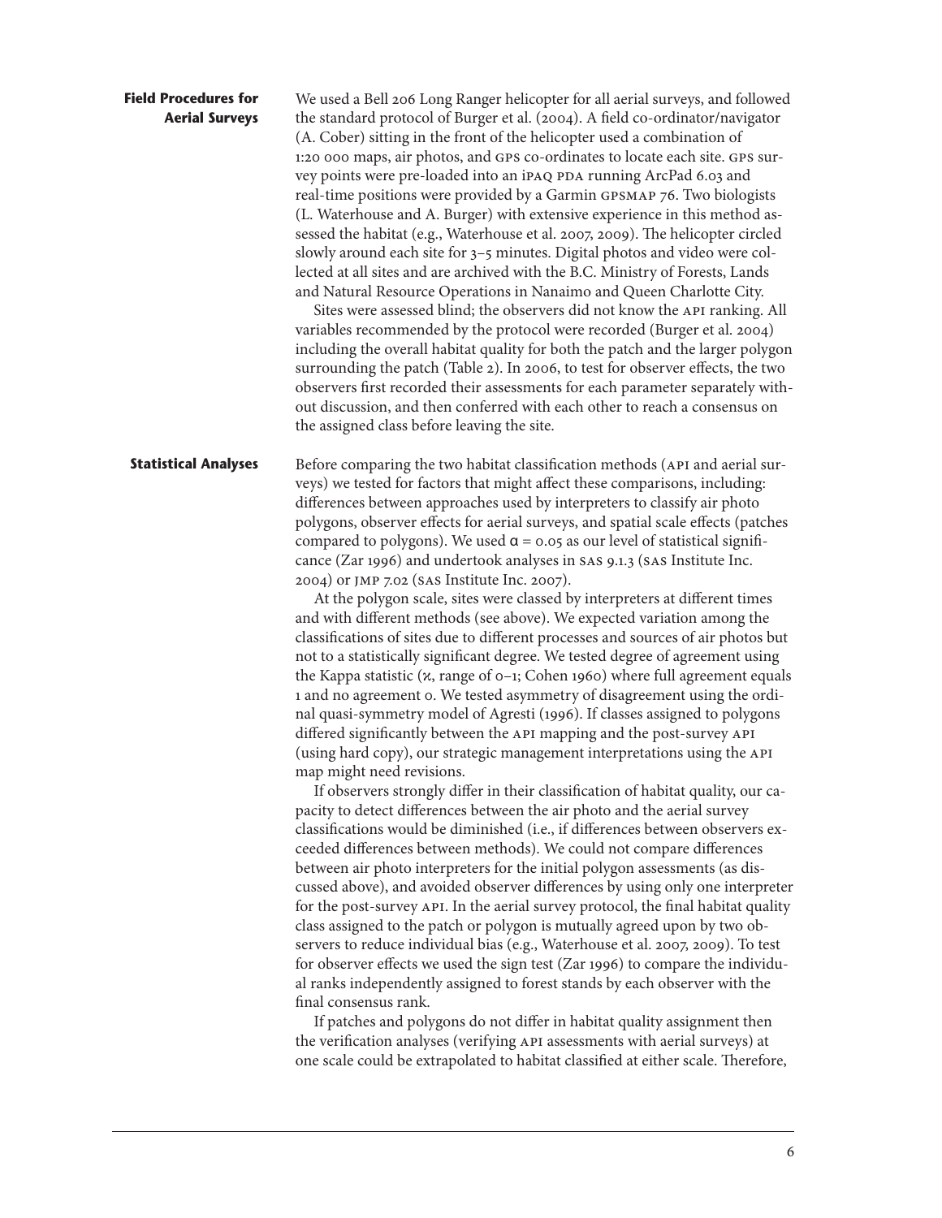### Field Procedures for Aerial Surveys

We used a Bell 206 Long Ranger helicopter for all aerial surveys, and followed the standard protocol of Burger et al. (2004). A field co-ordinator/navigator (A. Cober) sitting in the front of the helicopter used a combination of 1:20 000 maps, air photos, and GPS co-ordinates to locate each site. GPS survey points were pre-loaded into an iPAQ PDA running ArcPad 6.03 and real-time positions were provided by a Garmin GPSMAP 76. Two biologists (L. Waterhouse and A. Burger) with extensive experience in this method assessed the habitat (e.g., Waterhouse et al. 2007, 2009). The helicopter circled slowly around each site for 3–5 minutes. Digital photos and video were collected at all sites and are archived with the B.C. Ministry of Forests, Lands and Natural Resource Operations in Nanaimo and Queen Charlotte City.

Sites were assessed blind; the observers did not know the API ranking. All variables recommended by the protocol were recorded (Burger et al. 2004) including the overall habitat quality for both the patch and the larger polygon surrounding the patch (Table 2). In 2006, to test for observer effects, the two observers first recorded their assessments for each parameter separately without discussion, and then conferred with each other to reach a consensus on the assigned class before leaving the site.

### Statistical Analyses

Before comparing the two habitat classification methods (API and aerial surveys) we tested for factors that might affect these comparisons, including: differences between approaches used by interpreters to classify air photo polygons, observer effects for aerial surveys, and spatial scale effects (patches compared to polygons). We used $\alpha = 0.05$ as our level of statistical significance (Zar 1996) and undertook analyses in SAS 9.1.3 (SAS Institute Inc. 2004) or JMP 7.02 (SAS Institute Inc. 2007).

At the polygon scale, sites were classed by interpreters at different times and with different methods (see above). We expected variation among the classifications of sites due to different processes and sources of air photos but not to a statistically significant degree. We tested degree of agreement using the Kappa statistic ($\kappa$, range of 0–1; Cohen 1960) where full agreement equals 1 and no agreement 0. We tested asymmetry of disagreement using the ordinal quasi-symmetry model of Agresti (1996). If classes assigned to polygons differed significantly between the API mapping and the post-survey API (using hard copy), our strategic management interpretations using the API map might need revisions.

If observers strongly differ in their classification of habitat quality, our capacity to detect differences between the air photo and the aerial survey classifications would be diminished (i.e., if differences between observers exceeded differences between methods). We could not compare differences between air photo interpreters for the initial polygon assessments (as discussed above), and avoided observer differences by using only one interpreter for the post-survey API. In the aerial survey protocol, the final habitat quality class assigned to the patch or polygon is mutually agreed upon by two observers to reduce individual bias (e.g., Waterhouse et al. 2007, 2009). To test for observer effects we used the sign test (Zar 1996) to compare the individual ranks independently assigned to forest stands by each observer with the final consensus rank.

If patches and polygons do not differ in habitat quality assignment then the verification analyses (verifying API assessments with aerial surveys) at one scale could be extrapolated to habitat classified at either scale. Therefore,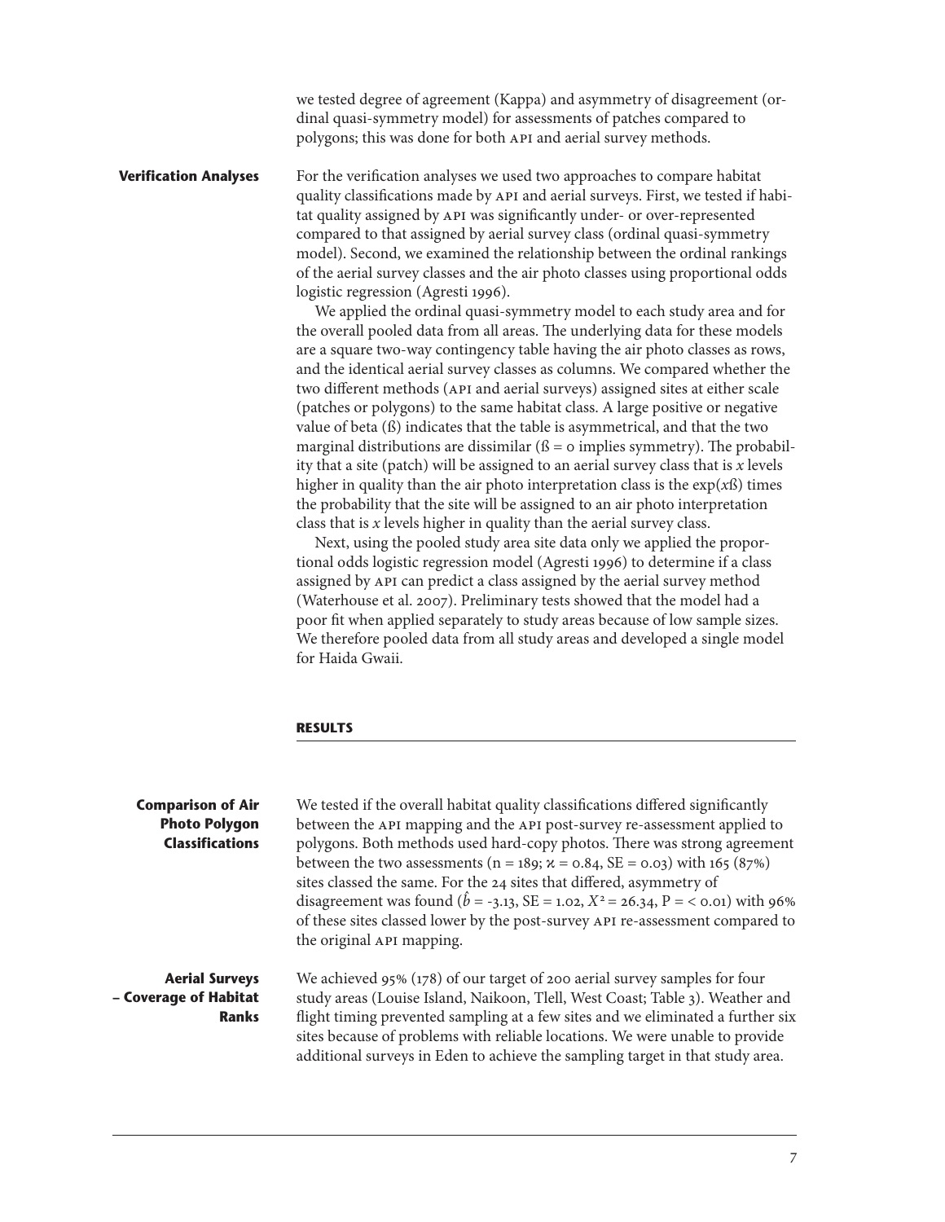we tested degree of agreement (Kappa) and asymmetry of disagreement (ordinal quasi-symmetry model) for assessments of patches compared to polygons; this was done for both API and aerial survey methods.

### Verification Analyses

For the verification analyses we used two approaches to compare habitat quality classifications made by API and aerial surveys. First, we tested if habitat quality assigned by API was significantly under- or over-represented compared to that assigned by aerial survey class (ordinal quasi-symmetry model). Second, we examined the relationship between the ordinal rankings of the aerial survey classes and the air photo classes using proportional odds logistic regression (Agresti 1996).

We applied the ordinal quasi-symmetry model to each study area and for the overall pooled data from all areas. The underlying data for these models are a square two-way contingency table having the air photo classes as rows, and the identical aerial survey classes as columns. We compared whether the two different methods (API and aerial surveys) assigned sites at either scale (patches or polygons) to the same habitat class. A large positive or negative value of beta (ß) indicates that the table is asymmetrical, and that the two marginal distributions are dissimilar (ß = 0 implies symmetry). The probability that a site (patch) will be assigned to an aerial survey class that is $x$ levels higher in quality than the air photo interpretation class is the exp($x$ß) times the probability that the site will be assigned to an air photo interpretation class that is $x$ levels higher in quality than the aerial survey class.

Next, using the pooled study area site data only we applied the proportional odds logistic regression model (Agresti 1996) to determine if a class assigned by API can predict a class assigned by the aerial survey method (Waterhouse et al. 2007). Preliminary tests showed that the model had a poor fit when applied separately to study areas because of low sample sizes. We therefore pooled data from all study areas and developed a single model for Haida Gwaii.

## RESULTS

### Comparison of Air Photo Polygon Classifications

We tested if the overall habitat quality classifications differed significantly between the API mapping and the API post-survey re-assessment applied to polygons. Both methods used hard-copy photos. There was strong agreement between the two assessments (n = 189; $\kappa = 0.84$, SE = 0.03) with 165 (87%) sites classed the same. For the 24 sites that differed, asymmetry of disagreement was found ($\hat{b} = -3.13$, SE = 1.02, $X^2 = 26.34$, P = < 0.01) with 96% of these sites classed lower by the post-survey API re-assessment compared to the original API mapping.

### Aerial Surveys – Coverage of Habitat Ranks

We achieved 95% (178) of our target of 200 aerial survey samples for four study areas (Louise Island, Naikoon, Tlell, West Coast; Table 3). Weather and flight timing prevented sampling at a few sites and we eliminated a further six sites because of problems with reliable locations. We were unable to provide additional surveys in Eden to achieve the sampling target in that study area.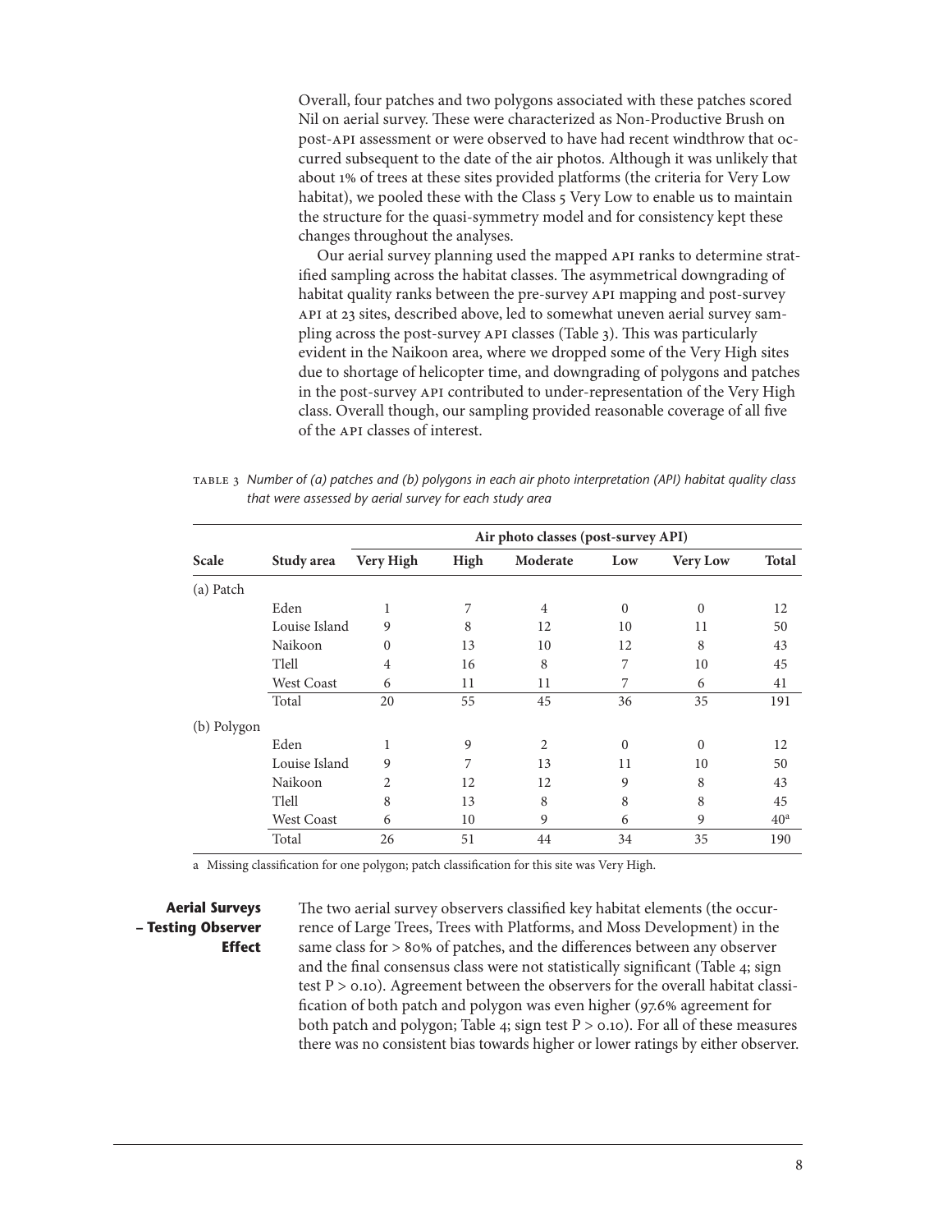Overall, four patches and two polygons associated with these patches scored Nil on aerial survey. These were characterized as Non-Productive Brush on post-API assessment or were observed to have had recent windthrow that occurred subsequent to the date of the air photos. Although it was unlikely that about 1% of trees at these sites provided platforms (the criteria for Very Low habitat), we pooled these with the Class 5 Very Low to enable us to maintain the structure for the quasi-symmetry model and for consistency kept these changes throughout the analyses.

Our aerial survey planning used the mapped API ranks to determine stratified sampling across the habitat classes. The asymmetrical downgrading of habitat quality ranks between the pre-survey API mapping and post-survey API at 23 sites, described above, led to somewhat uneven aerial survey sampling across the post-survey API classes (Table 3). This was particularly evident in the Naikoon area, where we dropped some of the Very High sites due to shortage of helicopter time, and downgrading of polygons and patches in the post-survey API contributed to under-representation of the Very High class. Overall though, our sampling provided reasonable coverage of all five of the API classes of interest.

TABLE 3 *Number of (a) patches and (b) polygons in each air photo interpretation (API) habitat quality class that were assessed by aerial survey for each study area*

| | | Air photo classes (post-survey API) | | | | | |
|---|---|---|---|---|---|---|---|
| **Scale** | **Study area** | **Very High** | **High** | **Moderate** | **Low** | **Very Low** | **Total** |
| (a) Patch | | | | | | | |
| | Eden | 1 | 7 | 4 | 0 | 0 | 12 |
| | Louise Island | 9 | 8 | 12 | 10 | 11 | 50 |
| | Naikoon | 0 | 13 | 10 | 12 | 8 | 43 |
| | Tlell | 4 | 16 | 8 | 7 | 10 | 45 |
| | West Coast | 6 | 11 | 11 | 7 | 6 | 41 |
| | Total | 20 | 55 | 45 | 36 | 35 | 191 |
| (b) Polygon | | | | | | | |
| | Eden | 1 | 9 | 2 | 0 | 0 | 12 |
| | Louise Island | 9 | 7 | 13 | 11 | 10 | 50 |
| | Naikoon | 2 | 12 | 12 | 9 | 8 | 43 |
| | Tlell | 8 | 13 | 8 | 8 | 8 | 45 |
| | West Coast | 6 | 10 | 9 | 6 | 9 | 40[a] |
| | Total | 26 | 51 | 44 | 34 | 35 | 190 |

a Missing classification for one polygon; patch classification for this site was Very High.

**Aerial Surveys – Testing Observer Effect**

The two aerial survey observers classified key habitat elements (the occurrence of Large Trees, Trees with Platforms, and Moss Development) in the same class for > 80% of patches, and the differences between any observer and the final consensus class were not statistically significant (Table 4; sign test $P > 0.10$). Agreement between the observers for the overall habitat classification of both patch and polygon was even higher (97.6% agreement for both patch and polygon; Table 4; sign test $P > 0.10$). For all of these measures there was no consistent bias towards higher or lower ratings by either observer.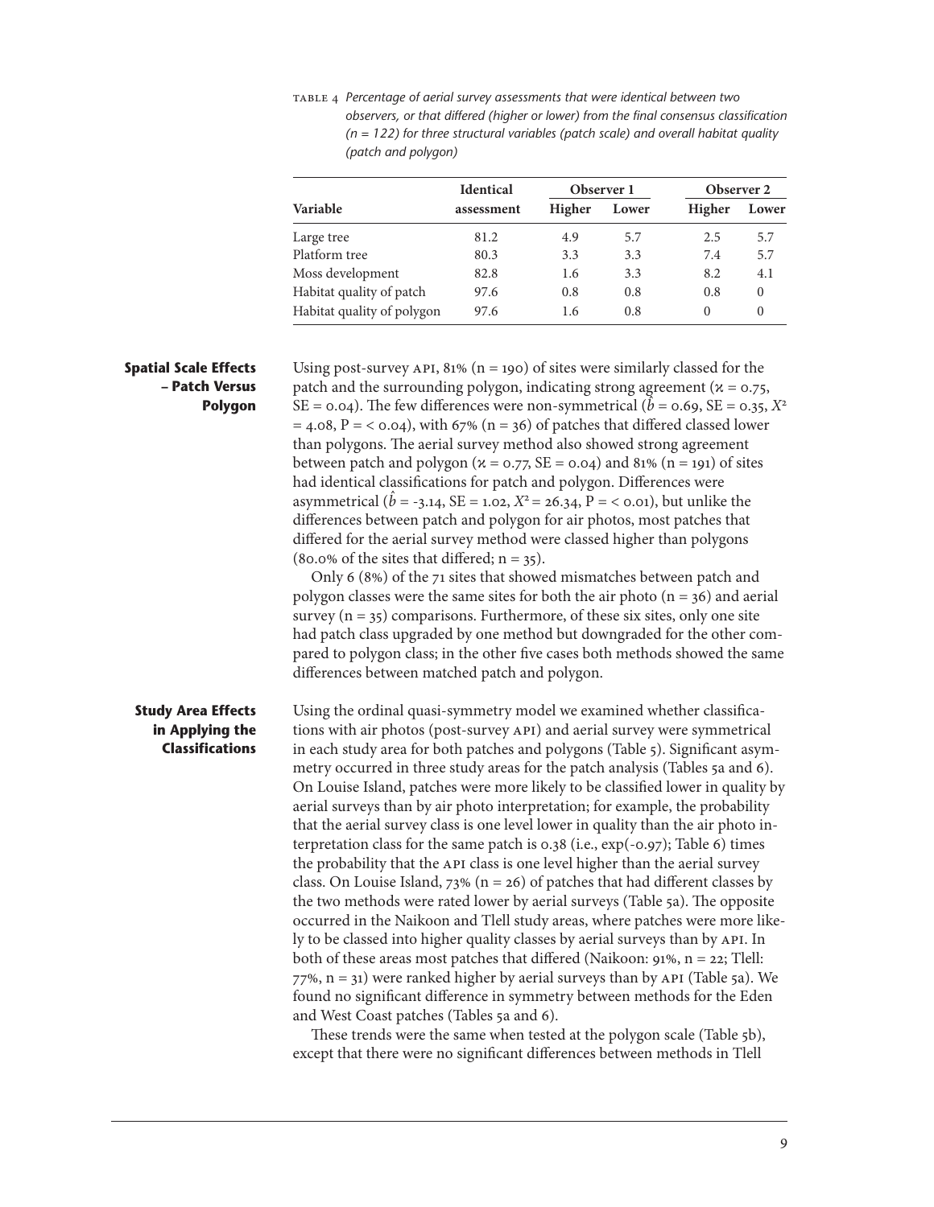TABLE 4 *Percentage of aerial survey assessments that were identical between two observers, or that differed (higher or lower) from the final consensus classification (n = 122) for three structural variables (patch scale) and overall habitat quality (patch and polygon)*

| Variable | Identical assessment | Observer 1 | | Observer 2 | |
|---|---|---|---|---|---|
| | | Higher | Lower | Higher | Lower |
| Large tree | 81.2 | 4.9 | 5.7 | 2.5 | 5.7 |
| Platform tree | 80.3 | 3.3 | 3.3 | 7.4 | 5.7 |
| Moss development | 82.8 | 1.6 | 3.3 | 8.2 | 4.1 |
| Habitat quality of patch | 97.6 | 0.8 | 0.8 | 0.8 | 0 |
| Habitat quality of polygon | 97.6 | 1.6 | 0.8 | 0 | 0 |

## Spatial Scale Effects – Patch Versus Polygon

Using post-survey API, 81% (n = 190) of sites were similarly classed for the patch and the surrounding polygon, indicating strong agreement ($\kappa = 0.75$, SE = 0.04). The few differences were non-symmetrical ($\hat{b} = 0.69$, SE = 0.35, $X^2 = 4.08$, $P = < 0.04$), with 67% (n = 36) of patches that differed classed lower than polygons. The aerial survey method also showed strong agreement between patch and polygon ($\kappa = 0.77$, SE = 0.04) and 81% (n = 191) of sites had identical classifications for patch and polygon. Differences were asymmetrical ($\hat{b} = -3.14$, SE = 1.02, $X^2 = 26.34$, $P = < 0.01$), but unlike the differences between patch and polygon for air photos, most patches that differed for the aerial survey method were classed higher than polygons (80.0% of the sites that differed; n = 35).

Only 6 (8%) of the 71 sites that showed mismatches between patch and polygon classes were the same sites for both the air photo (n = 36) and aerial survey (n = 35) comparisons. Furthermore, of these six sites, only one site had patch class upgraded by one method but downgraded for the other compared to polygon class; in the other five cases both methods showed the same differences between matched patch and polygon.

## Study Area Effects in Applying the Classifications

Using the ordinal quasi-symmetry model we examined whether classifications with air photos (post-survey API) and aerial survey were symmetrical in each study area for both patches and polygons (Table 5). Significant asymmetry occurred in three study areas for the patch analysis (Tables 5a and 6). On Louise Island, patches were more likely to be classified lower in quality by aerial surveys than by air photo interpretation; for example, the probability that the aerial survey class is one level lower in quality than the air photo interpretation class for the same patch is 0.38 (i.e., exp(-0.97); Table 6) times the probability that the API class is one level higher than the aerial survey class. On Louise Island, 73% (n = 26) of patches that had different classes by the two methods were rated lower by aerial surveys (Table 5a). The opposite occurred in the Naikoon and Tlell study areas, where patches were more likely to be classed into higher quality classes by aerial surveys than by API. In both of these areas most patches that differed (Naikoon: 91%, n = 22; Tlell: 77%, n = 31) were ranked higher by aerial surveys than by API (Table 5a). We found no significant difference in symmetry between methods for the Eden and West Coast patches (Tables 5a and 6).

These trends were the same when tested at the polygon scale (Table 5b), except that there were no significant differences between methods in Tlell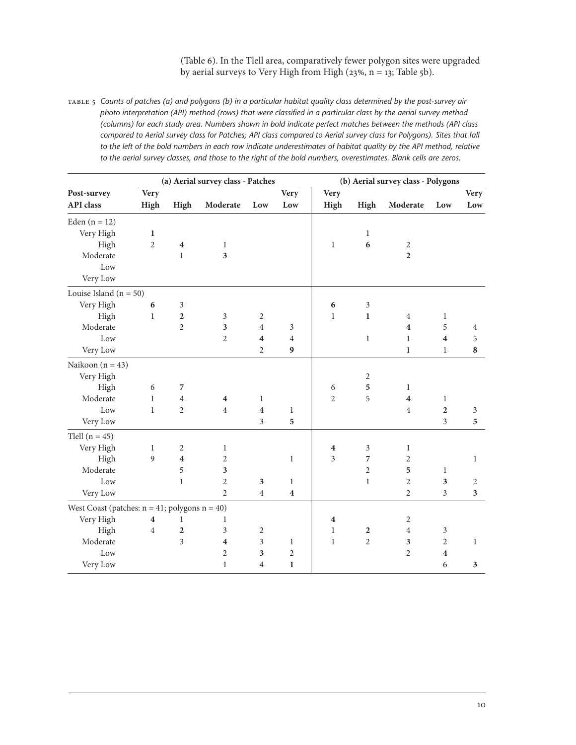(Table 6). In the Tlell area, comparatively fewer polygon sites were upgraded by aerial surveys to Very High from High (23%, n = 13; Table 5b).

TABLE 5 *Counts of patches (a) and polygons (b) in a particular habitat quality class determined by the post-survey air photo interpretation (API) method (rows) that were classified in a particular class by the aerial survey method (columns) for each study area. Numbers shown in bold indicate perfect matches between the methods (API class compared to Aerial survey class for Patches; API class compared to Aerial survey class for Polygons). Sites that fall to the left of the bold numbers in each row indicate underestimates of habitat quality by the API method, relative to the aerial survey classes, and those to the right of the bold numbers, overestimates. Blank cells are zeros.*

| | (a) Aerial survey class - Patches | | | | | (b) Aerial survey class - Polygons | | | | |
|---|---|---|---|---|---|---|---|---|---|---|
| **Post-survey API class** | **Very High** | **High** | **Moderate** | **Low** | **Very Low** | **Very High** | **High** | **Moderate** | **Low** | **Very Low** |
| Eden (n = 12) | | | | | | | | | | |
| Very High | **1** | | | | | | 1 | | | |
| High | 2 | **4** | 1 | | | 1 | **6** | 2 | | |
| Moderate | | 1 | **3** | | | | | **2** | | |
| Low | | | | | | | | | | |
| Very Low | | | | | | | | | | |
| Louise Island (n = 50) | | | | | | | | | | |
| Very High | **6** | 3 | | | | **6** | 3 | | | |
| High | 1 | **2** | 3 | 2 | | 1 | **1** | 4 | 1 | |
| Moderate | | 2 | **3** | 4 | 3 | | | **4** | 5 | 4 |
| Low | | | 2 | **4** | 4 | | 1 | 1 | **4** | 5 |
| Very Low | | | | 2 | **9** | | | 1 | 1 | **8** |
| Naikoon (n = 43) | | | | | | | | | | |
| Very High | | | | | | | 2 | | | |
| High | 6 | **7** | | | | 6 | **5** | 1 | | |
| Moderate | 1 | 4 | **4** | 1 | | 2 | 5 | **4** | 1 | |
| Low | 1 | 2 | 4 | **4** | 1 | | | 4 | **2** | 3 |
| Very Low | | | | 3 | **5** | | | | 3 | **5** |
| Tlell (n = 45) | | | | | | | | | | |
| Very High | 1 | 2 | 1 | | | **4** | 3 | 1 | | |
| High | 9 | **4** | 2 | | 1 | 3 | **7** | 2 | | 1 |
| Moderate | | 5 | **3** | | | | 2 | **5** | 1 | |
| Low | | 1 | 2 | **3** | 1 | | 1 | 2 | **3** | 2 |
| Very Low | | | 2 | 4 | **4** | | | 2 | 3 | **3** |
| West Coast (patches: n = 41; polygons n = 40) | | | | | | | | | | |
| Very High | **4** | 1 | 1 | | | **4** | | 2 | | |
| High | 4 | **2** | 3 | 2 | | 1 | **2** | 4 | 3 | |
| Moderate | | 3 | **4** | 3 | 1 | 1 | 2 | **3** | 2 | 1 |
| Low | | | 2 | **3** | 2 | | | 2 | **4** | |
| Very Low | | | 1 | 4 | **1** | | | | 6 | **3** |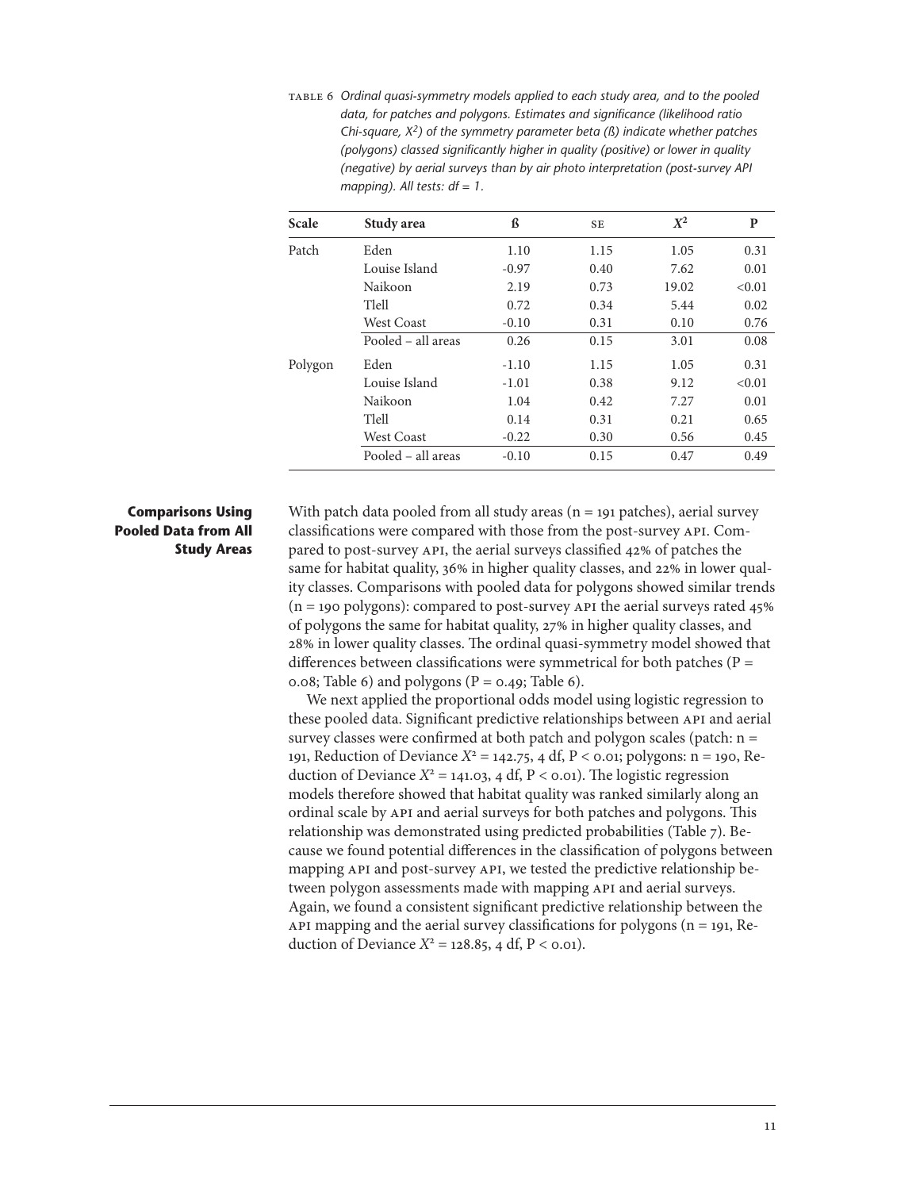TABLE 6 *Ordinal quasi-symmetry models applied to each study area, and to the pooled data, for patches and polygons. Estimates and significance (likelihood ratio Chi-square, $X^2$) of the symmetry parameter beta (ß) indicate whether patches (polygons) classed significantly higher in quality (positive) or lower in quality (negative) by aerial surveys than by air photo interpretation (post-survey API mapping). All tests: df = 1.*

| Scale | Study area | ß | SE | $X^2$ | P |
|---|---|---|---|---|---|
| Patch | Eden | 1.10 | 1.15 | 1.05 | 0.31 |
| | Louise Island | -0.97 | 0.40 | 7.62 | 0.01 |
| | Naikoon | 2.19 | 0.73 | 19.02 | <0.01 |
| | Tlell | 0.72 | 0.34 | 5.44 | 0.02 |
| | West Coast | -0.10 | 0.31 | 0.10 | 0.76 |
| | Pooled – all areas | 0.26 | 0.15 | 3.01 | 0.08 |
| Polygon | Eden | -1.10 | 1.15 | 1.05 | 0.31 |
| | Louise Island | -1.01 | 0.38 | 9.12 | <0.01 |
| | Naikoon | 1.04 | 0.42 | 7.27 | 0.01 |
| | Tlell | 0.14 | 0.31 | 0.21 | 0.65 |
| | West Coast | -0.22 | 0.30 | 0.56 | 0.45 |
| | Pooled – all areas | -0.10 | 0.15 | 0.47 | 0.49 |

### Comparisons Using Pooled Data from All Study Areas

With patch data pooled from all study areas (n = 191 patches), aerial survey classifications were compared with those from the post-survey API. Compared to post-survey API, the aerial surveys classified 42% of patches the same for habitat quality, 36% in higher quality classes, and 22% in lower quality classes. Comparisons with pooled data for polygons showed similar trends (n = 190 polygons): compared to post-survey API the aerial surveys rated 45% of polygons the same for habitat quality, 27% in higher quality classes, and 28% in lower quality classes. The ordinal quasi-symmetry model showed that differences between classifications were symmetrical for both patches (P = 0.08; Table 6) and polygons (P = 0.49; Table 6).

We next applied the proportional odds model using logistic regression to these pooled data. Significant predictive relationships between API and aerial survey classes were confirmed at both patch and polygon scales (patch: n = 191, Reduction of Deviance $X^2$ = 142.75, 4 df, P < 0.01; polygons: n = 190, Reduction of Deviance $X^2$ = 141.03, 4 df, P < 0.01). The logistic regression models therefore showed that habitat quality was ranked similarly along an ordinal scale by API and aerial surveys for both patches and polygons. This relationship was demonstrated using predicted probabilities (Table 7). Because we found potential differences in the classification of polygons between mapping API and post-survey API, we tested the predictive relationship between polygon assessments made with mapping API and aerial surveys. Again, we found a consistent significant predictive relationship between the API mapping and the aerial survey classifications for polygons (n = 191, Reduction of Deviance $X^2$ = 128.85, 4 df, P < 0.01).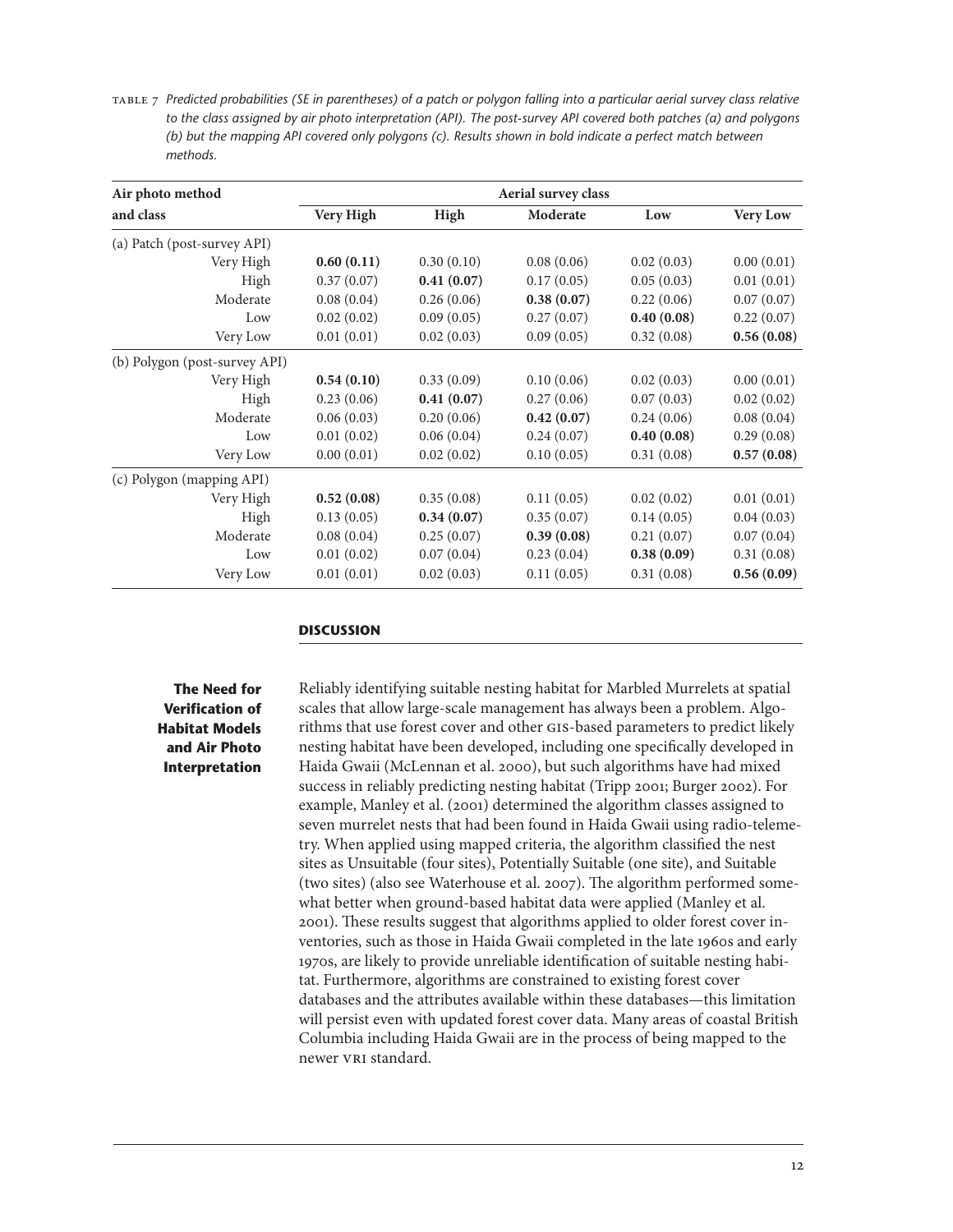TABLE 7 *Predicted probabilities (SE in parentheses) of a patch or polygon falling into a particular aerial survey class relative to the class assigned by air photo interpretation (API). The post-survey API covered both patches (a) and polygons (b) but the mapping API covered only polygons (c). Results shown in bold indicate a perfect match between methods.*

| Air photo method | Aerial survey class | | | | |
|---|---|---|---|---|---|
| and class | Very High | High | Moderate | Low | Very Low |
| (a) Patch (post-survey API) | | | | | |
| Very High | **0.60 (0.11)** | 0.30 (0.10) | 0.08 (0.06) | 0.02 (0.03) | 0.00 (0.01) |
| High | 0.37 (0.07) | **0.41 (0.07)** | 0.17 (0.05) | 0.05 (0.03) | 0.01 (0.01) |
| Moderate | 0.08 (0.04) | 0.26 (0.06) | **0.38 (0.07)** | 0.22 (0.06) | 0.07 (0.07) |
| Low | 0.02 (0.02) | 0.09 (0.05) | 0.27 (0.07) | **0.40 (0.08)** | 0.22 (0.07) |
| Very Low | 0.01 (0.01) | 0.02 (0.03) | 0.09 (0.05) | 0.32 (0.08) | **0.56 (0.08)** |
| (b) Polygon (post-survey API) | | | | | |
| Very High | **0.54 (0.10)** | 0.33 (0.09) | 0.10 (0.06) | 0.02 (0.03) | 0.00 (0.01) |
| High | 0.23 (0.06) | **0.41 (0.07)** | 0.27 (0.06) | 0.07 (0.03) | 0.02 (0.02) |
| Moderate | 0.06 (0.03) | 0.20 (0.06) | **0.42 (0.07)** | 0.24 (0.06) | 0.08 (0.04) |
| Low | 0.01 (0.02) | 0.06 (0.04) | 0.24 (0.07) | **0.40 (0.08)** | 0.29 (0.08) |
| Very Low | 0.00 (0.01) | 0.02 (0.02) | 0.10 (0.05) | 0.31 (0.08) | **0.57 (0.08)** |
| (c) Polygon (mapping API) | | | | | |
| Very High | **0.52 (0.08)** | 0.35 (0.08) | 0.11 (0.05) | 0.02 (0.02) | 0.01 (0.01) |
| High | 0.13 (0.05) | **0.34 (0.07)** | 0.35 (0.07) | 0.14 (0.05) | 0.04 (0.03) |
| Moderate | 0.08 (0.04) | 0.25 (0.07) | **0.39 (0.08)** | 0.21 (0.07) | 0.07 (0.04) |
| Low | 0.01 (0.02) | 0.07 (0.04) | 0.23 (0.04) | **0.38 (0.09)** | 0.31 (0.08) |
| Very Low | 0.01 (0.01) | 0.02 (0.03) | 0.11 (0.05) | 0.31 (0.08) | **0.56 (0.09)** |

## DISCUSSION

### The Need for Verification of Habitat Models and Air Photo Interpretation

Reliably identifying suitable nesting habitat for Marbled Murrelets at spatial scales that allow large-scale management has always been a problem. Algorithms that use forest cover and other GIS-based parameters to predict likely nesting habitat have been developed, including one specifically developed in Haida Gwaii (McLennan et al. 2000), but such algorithms have had mixed success in reliably predicting nesting habitat (Tripp 2001; Burger 2002). For example, Manley et al. (2001) determined the algorithm classes assigned to seven murrelet nests that had been found in Haida Gwaii using radio-telemetry. When applied using mapped criteria, the algorithm classified the nest sites as Unsuitable (four sites), Potentially Suitable (one site), and Suitable (two sites) (also see Waterhouse et al. 2007). The algorithm performed somewhat better when ground-based habitat data were applied (Manley et al. 2001). These results suggest that algorithms applied to older forest cover inventories, such as those in Haida Gwaii completed in the late 1960s and early 1970s, are likely to provide unreliable identification of suitable nesting habitat. Furthermore, algorithms are constrained to existing forest cover databases and the attributes available within these databases—this limitation will persist even with updated forest cover data. Many areas of coastal British Columbia including Haida Gwaii are in the process of being mapped to the newer VRI standard.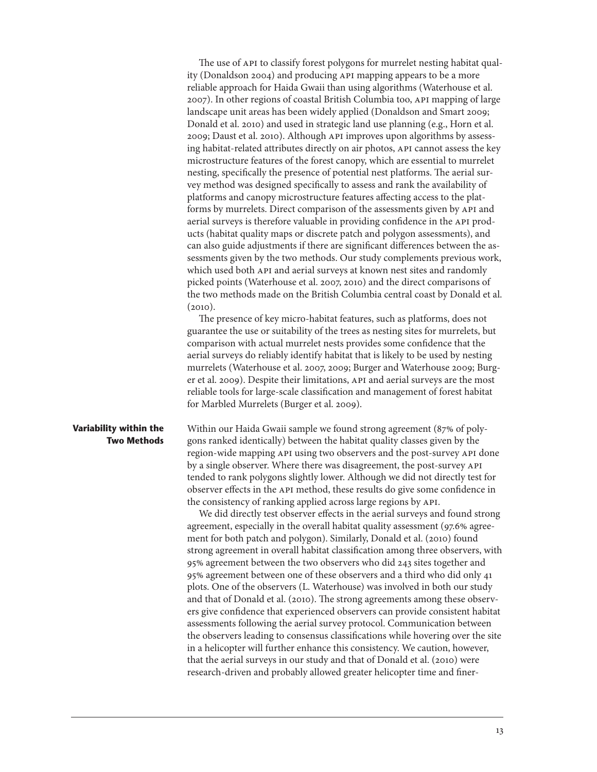The use of API to classify forest polygons for murrelet nesting habitat quality (Donaldson 2004) and producing API mapping appears to be a more reliable approach for Haida Gwaii than using algorithms (Waterhouse et al. 2007). In other regions of coastal British Columbia too, API mapping of large landscape unit areas has been widely applied (Donaldson and Smart 2009; Donald et al. 2010) and used in strategic land use planning (e.g., Horn et al. 2009; Daust et al. 2010). Although API improves upon algorithms by assessing habitat-related attributes directly on air photos, API cannot assess the key microstructure features of the forest canopy, which are essential to murrelet nesting, specifically the presence of potential nest platforms. The aerial survey method was designed specifically to assess and rank the availability of platforms and canopy microstructure features affecting access to the platforms by murrelets. Direct comparison of the assessments given by API and aerial surveys is therefore valuable in providing confidence in the API products (habitat quality maps or discrete patch and polygon assessments), and can also guide adjustments if there are significant differences between the assessments given by the two methods. Our study complements previous work, which used both API and aerial surveys at known nest sites and randomly picked points (Waterhouse et al. 2007, 2010) and the direct comparisons of the two methods made on the British Columbia central coast by Donald et al. (2010).

The presence of key micro-habitat features, such as platforms, does not guarantee the use or suitability of the trees as nesting sites for murrelets, but comparison with actual murrelet nests provides some confidence that the aerial surveys do reliably identify habitat that is likely to be used by nesting murrelets (Waterhouse et al. 2007, 2009; Burger and Waterhouse 2009; Burger et al. 2009). Despite their limitations, API and aerial surveys are the most reliable tools for large-scale classification and management of forest habitat for Marbled Murrelets (Burger et al. 2009).

## Variability within the Two Methods

Within our Haida Gwaii sample we found strong agreement (87% of polygons ranked identically) between the habitat quality classes given by the region-wide mapping API using two observers and the post-survey API done by a single observer. Where there was disagreement, the post-survey API tended to rank polygons slightly lower. Although we did not directly test for observer effects in the API method, these results do give some confidence in the consistency of ranking applied across large regions by API.

We did directly test observer effects in the aerial surveys and found strong agreement, especially in the overall habitat quality assessment (97.6% agreement for both patch and polygon). Similarly, Donald et al. (2010) found strong agreement in overall habitat classification among three observers, with 95% agreement between the two observers who did 243 sites together and 95% agreement between one of these observers and a third who did only 41 plots. One of the observers (L. Waterhouse) was involved in both our study and that of Donald et al. (2010). The strong agreements among these observers give confidence that experienced observers can provide consistent habitat assessments following the aerial survey protocol. Communication between the observers leading to consensus classifications while hovering over the site in a helicopter will further enhance this consistency. We caution, however, that the aerial surveys in our study and that of Donald et al. (2010) were research-driven and probably allowed greater helicopter time and finer-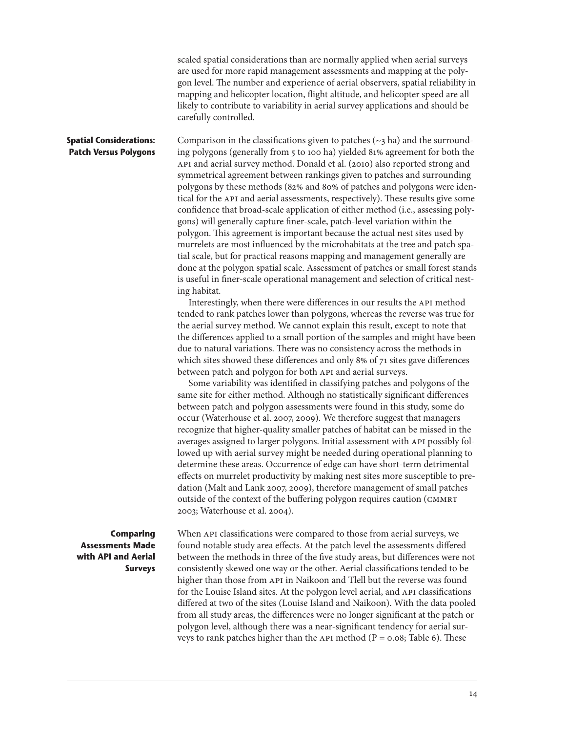scaled spatial considerations than are normally applied when aerial surveys are used for more rapid management assessments and mapping at the polygon level. The number and experience of aerial observers, spatial reliability in mapping and helicopter location, flight altitude, and helicopter speed are all likely to contribute to variability in aerial survey applications and should be carefully controlled.

## Spatial Considerations: Patch Versus Polygons

Comparison in the classifications given to patches (~3 ha) and the surrounding polygons (generally from 5 to 100 ha) yielded 81% agreement for both the API and aerial survey method. Donald et al. (2010) also reported strong and symmetrical agreement between rankings given to patches and surrounding polygons by these methods (82% and 80% of patches and polygons were identical for the API and aerial assessments, respectively). These results give some confidence that broad-scale application of either method (i.e., assessing polygons) will generally capture finer-scale, patch-level variation within the polygon. This agreement is important because the actual nest sites used by murrelets are most influenced by the microhabitats at the tree and patch spatial scale, but for practical reasons mapping and management generally are done at the polygon spatial scale. Assessment of patches or small forest stands is useful in finer-scale operational management and selection of critical nesting habitat.

Interestingly, when there were differences in our results the API method tended to rank patches lower than polygons, whereas the reverse was true for the aerial survey method. We cannot explain this result, except to note that the differences applied to a small portion of the samples and might have been due to natural variations. There was no consistency across the methods in which sites showed these differences and only 8% of 71 sites gave differences between patch and polygon for both API and aerial surveys.

Some variability was identified in classifying patches and polygons of the same site for either method. Although no statistically significant differences between patch and polygon assessments were found in this study, some do occur (Waterhouse et al. 2007, 2009). We therefore suggest that managers recognize that higher-quality smaller patches of habitat can be missed in the averages assigned to larger polygons. Initial assessment with API possibly followed up with aerial survey might be needed during operational planning to determine these areas. Occurrence of edge can have short-term detrimental effects on murrelet productivity by making nest sites more susceptible to predation (Malt and Lank 2007, 2009), therefore management of small patches outside of the context of the buffering polygon requires caution (CMMRT 2003; Waterhouse et al. 2004).

## Comparing Assessments Made with API and Aerial Surveys

When API classifications were compared to those from aerial surveys, we found notable study area effects. At the patch level the assessments differed between the methods in three of the five study areas, but differences were not consistently skewed one way or the other. Aerial classifications tended to be higher than those from API in Naikoon and Tlell but the reverse was found for the Louise Island sites. At the polygon level aerial, and API classifications differed at two of the sites (Louise Island and Naikoon). With the data pooled from all study areas, the differences were no longer significant at the patch or polygon level, although there was a near-significant tendency for aerial surveys to rank patches higher than the API method ($P = 0.08$; Table 6). These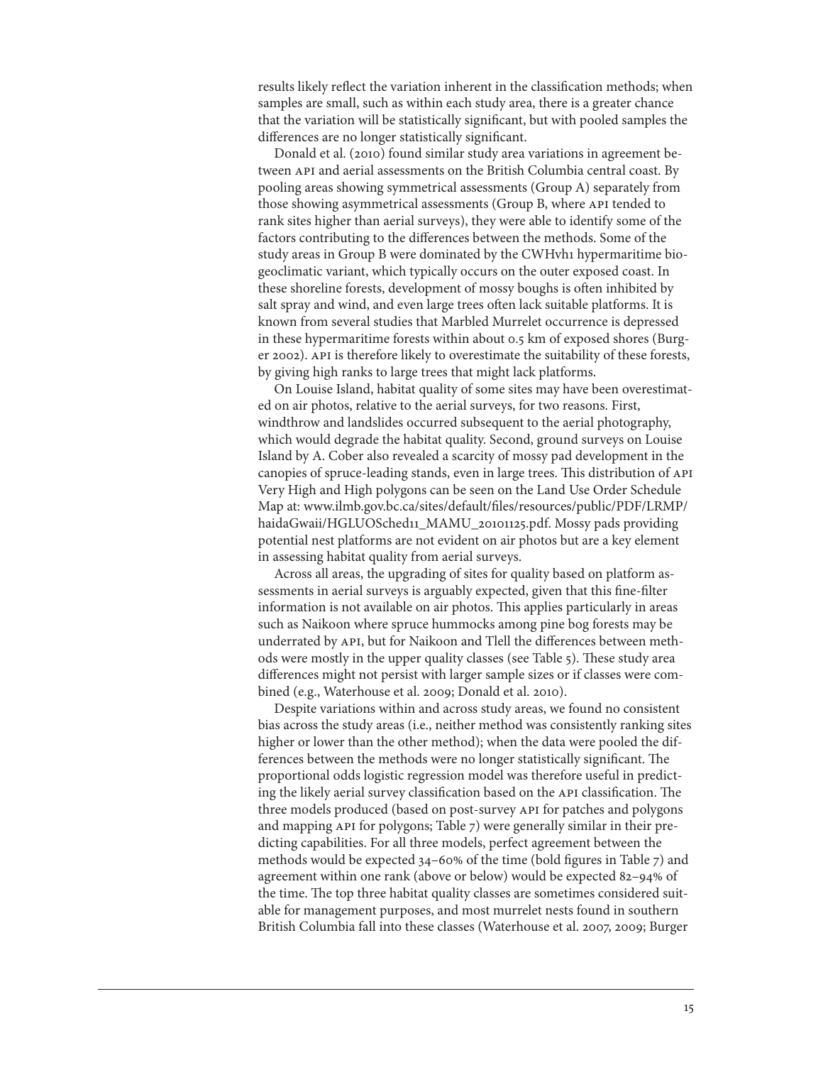results likely reflect the variation inherent in the classification methods; when samples are small, such as within each study area, there is a greater chance that the variation will be statistically significant, but with pooled samples the differences are no longer statistically significant.

Donald et al. (2010) found similar study area variations in agreement between API and aerial assessments on the British Columbia central coast. By pooling areas showing symmetrical assessments (Group A) separately from those showing asymmetrical assessments (Group B, where API tended to rank sites higher than aerial surveys), they were able to identify some of the factors contributing to the differences between the methods. Some of the study areas in Group B were dominated by the CWHvh1 hypermaritime biogeoclimatic variant, which typically occurs on the outer exposed coast. In these shoreline forests, development of mossy boughs is often inhibited by salt spray and wind, and even large trees often lack suitable platforms. It is known from several studies that Marbled Murrelet occurrence is depressed in these hypermaritime forests within about 0.5 km of exposed shores (Burger 2002). API is therefore likely to overestimate the suitability of these forests, by giving high ranks to large trees that might lack platforms.

On Louise Island, habitat quality of some sites may have been overestimated on air photos, relative to the aerial surveys, for two reasons. First, windthrow and landslides occurred subsequent to the aerial photography, which would degrade the habitat quality. Second, ground surveys on Louise Island by A. Cober also revealed a scarcity of mossy pad development in the canopies of spruce-leading stands, even in large trees. This distribution of API Very High and High polygons can be seen on the Land Use Order Schedule Map at: www.ilmb.gov.bc.ca/sites/default/files/resources/public/PDF/LRMP/haidaGwaii/HGLUOSched11_MAMU_20101125.pdf. Mossy pads providing potential nest platforms are not evident on air photos but are a key element in assessing habitat quality from aerial surveys.

Across all areas, the upgrading of sites for quality based on platform assessments in aerial surveys is arguably expected, given that this fine-filter information is not available on air photos. This applies particularly in areas such as Naikoon where spruce hummocks among pine bog forests may be underrated by API, but for Naikoon and Tlell the differences between methods were mostly in the upper quality classes (see Table 5). These study area differences might not persist with larger sample sizes or if classes were combined (e.g., Waterhouse et al. 2009; Donald et al. 2010).

Despite variations within and across study areas, we found no consistent bias across the study areas (i.e., neither method was consistently ranking sites higher or lower than the other method); when the data were pooled the differences between the methods were no longer statistically significant. The proportional odds logistic regression model was therefore useful in predicting the likely aerial survey classification based on the API classification. The three models produced (based on post-survey API for patches and polygons and mapping API for polygons; Table 7) were generally similar in their predicting capabilities. For all three models, perfect agreement between the methods would be expected 34–60% of the time (bold figures in Table 7) and agreement within one rank (above or below) would be expected 82–94% of the time. The top three habitat quality classes are sometimes considered suitable for management purposes, and most murrelet nests found in southern British Columbia fall into these classes (Waterhouse et al. 2007, 2009; Burger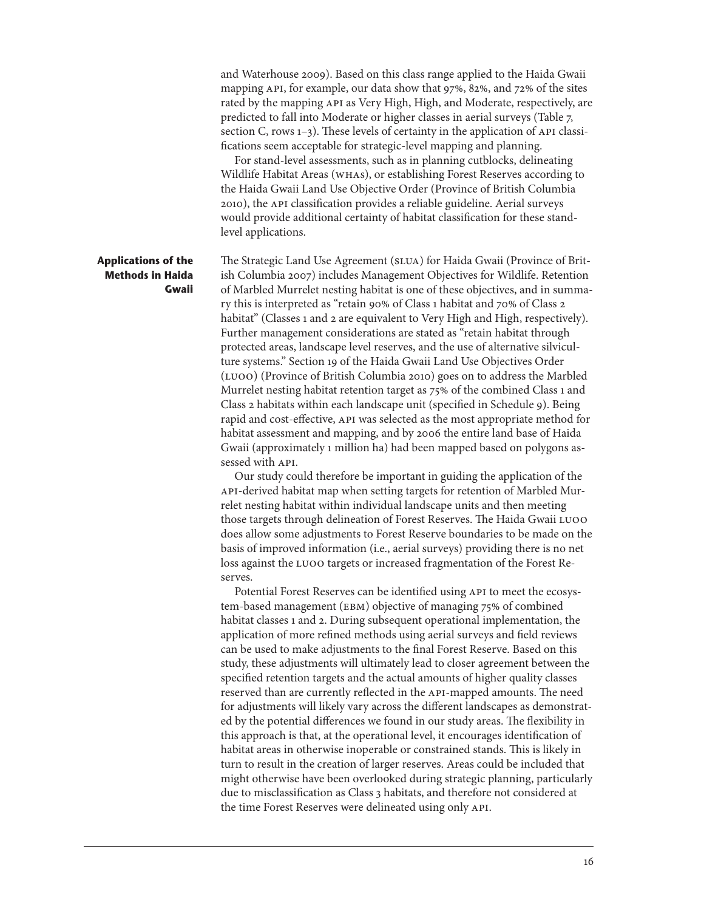and Waterhouse 2009). Based on this class range applied to the Haida Gwaii mapping API, for example, our data show that 97%, 82%, and 72% of the sites rated by the mapping API as Very High, High, and Moderate, respectively, are predicted to fall into Moderate or higher classes in aerial surveys (Table 7, section C, rows 1–3). These levels of certainty in the application of API classifications seem acceptable for strategic-level mapping and planning.

For stand-level assessments, such as in planning cutblocks, delineating Wildlife Habitat Areas (WHAs), or establishing Forest Reserves according to the Haida Gwaii Land Use Objective Order (Province of British Columbia 2010), the API classification provides a reliable guideline. Aerial surveys would provide additional certainty of habitat classification for these stand-level applications.

## Applications of the Methods in Haida Gwaii

The Strategic Land Use Agreement (SLUA) for Haida Gwaii (Province of British Columbia 2007) includes Management Objectives for Wildlife. Retention of Marbled Murrelet nesting habitat is one of these objectives, and in summary this is interpreted as "retain 90% of Class 1 habitat and 70% of Class 2 habitat" (Classes 1 and 2 are equivalent to Very High and High, respectively). Further management considerations are stated as "retain habitat through protected areas, landscape level reserves, and the use of alternative silviculture systems." Section 19 of the Haida Gwaii Land Use Objectives Order (LUOO) (Province of British Columbia 2010) goes on to address the Marbled Murrelet nesting habitat retention target as 75% of the combined Class 1 and Class 2 habitats within each landscape unit (specified in Schedule 9). Being rapid and cost-effective, API was selected as the most appropriate method for habitat assessment and mapping, and by 2006 the entire land base of Haida Gwaii (approximately 1 million ha) had been mapped based on polygons assessed with API.

Our study could therefore be important in guiding the application of the API-derived habitat map when setting targets for retention of Marbled Murrelet nesting habitat within individual landscape units and then meeting those targets through delineation of Forest Reserves. The Haida Gwaii LUOO does allow some adjustments to Forest Reserve boundaries to be made on the basis of improved information (i.e., aerial surveys) providing there is no net loss against the LUOO targets or increased fragmentation of the Forest Reserves.

Potential Forest Reserves can be identified using API to meet the ecosystem-based management (EBM) objective of managing 75% of combined habitat classes 1 and 2. During subsequent operational implementation, the application of more refined methods using aerial surveys and field reviews can be used to make adjustments to the final Forest Reserve. Based on this study, these adjustments will ultimately lead to closer agreement between the specified retention targets and the actual amounts of higher quality classes reserved than are currently reflected in the API-mapped amounts. The need for adjustments will likely vary across the different landscapes as demonstrated by the potential differences we found in our study areas. The flexibility in this approach is that, at the operational level, it encourages identification of habitat areas in otherwise inoperable or constrained stands. This is likely in turn to result in the creation of larger reserves. Areas could be included that might otherwise have been overlooked during strategic planning, particularly due to misclassification as Class 3 habitats, and therefore not considered at the time Forest Reserves were delineated using only API.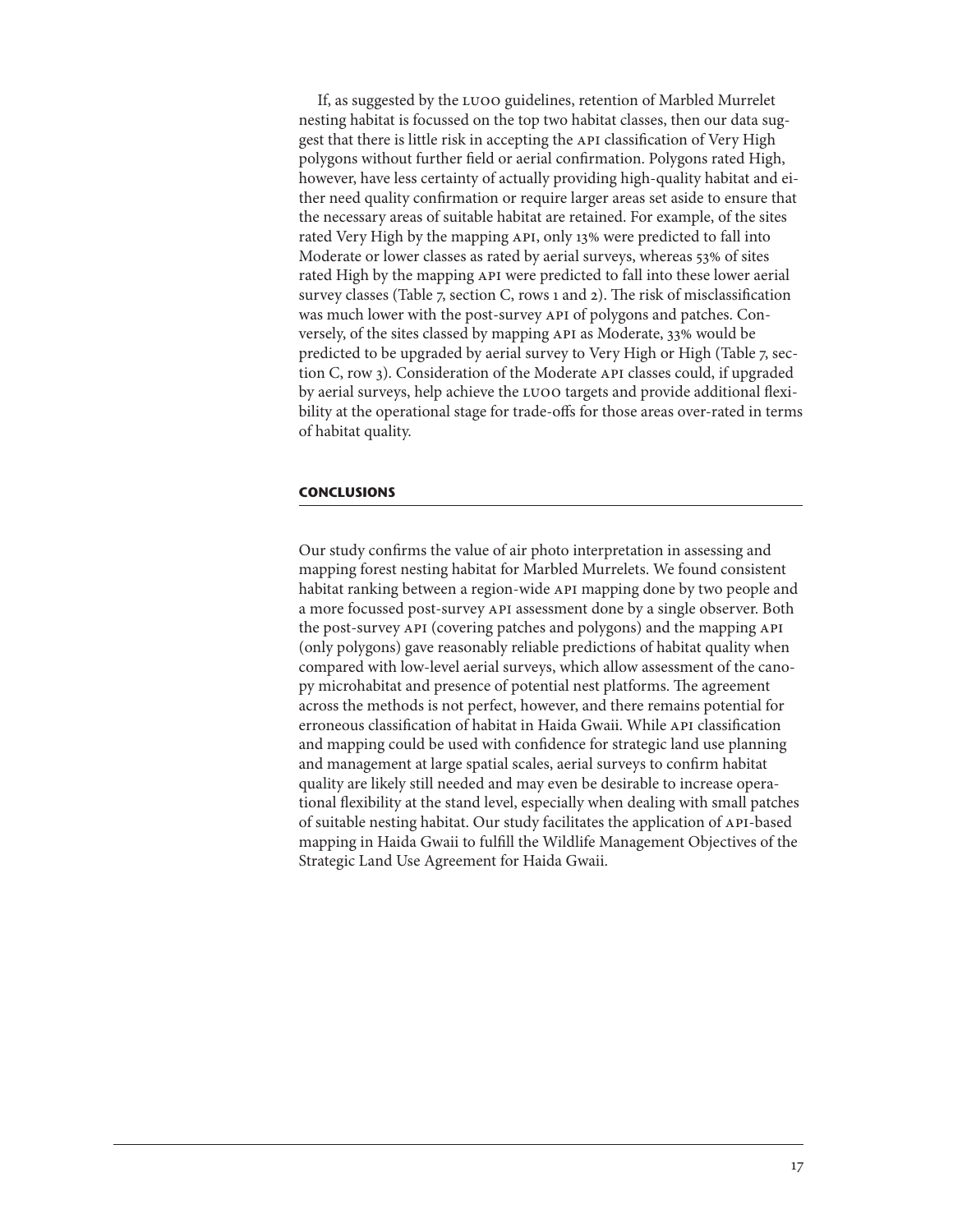If, as suggested by the LUOO guidelines, retention of Marbled Murrelet nesting habitat is focussed on the top two habitat classes, then our data suggest that there is little risk in accepting the API classification of Very High polygons without further field or aerial confirmation. Polygons rated High, however, have less certainty of actually providing high-quality habitat and either need quality confirmation or require larger areas set aside to ensure that the necessary areas of suitable habitat are retained. For example, of the sites rated Very High by the mapping API, only 13% were predicted to fall into Moderate or lower classes as rated by aerial surveys, whereas 53% of sites rated High by the mapping API were predicted to fall into these lower aerial survey classes (Table 7, section C, rows 1 and 2). The risk of misclassification was much lower with the post-survey API of polygons and patches. Conversely, of the sites classed by mapping API as Moderate, 33% would be predicted to be upgraded by aerial survey to Very High or High (Table 7, section C, row 3). Consideration of the Moderate API classes could, if upgraded by aerial surveys, help achieve the LUOO targets and provide additional flexibility at the operational stage for trade-offs for those areas over-rated in terms of habitat quality.

## CONCLUSIONS

Our study confirms the value of air photo interpretation in assessing and mapping forest nesting habitat for Marbled Murrelets. We found consistent habitat ranking between a region-wide API mapping done by two people and a more focussed post-survey API assessment done by a single observer. Both the post-survey API (covering patches and polygons) and the mapping API (only polygons) gave reasonably reliable predictions of habitat quality when compared with low-level aerial surveys, which allow assessment of the canopy microhabitat and presence of potential nest platforms. The agreement across the methods is not perfect, however, and there remains potential for erroneous classification of habitat in Haida Gwaii. While API classification and mapping could be used with confidence for strategic land use planning and management at large spatial scales, aerial surveys to confirm habitat quality are likely still needed and may even be desirable to increase operational flexibility at the stand level, especially when dealing with small patches of suitable nesting habitat. Our study facilitates the application of API-based mapping in Haida Gwaii to fulfill the Wildlife Management Objectives of the Strategic Land Use Agreement for Haida Gwaii.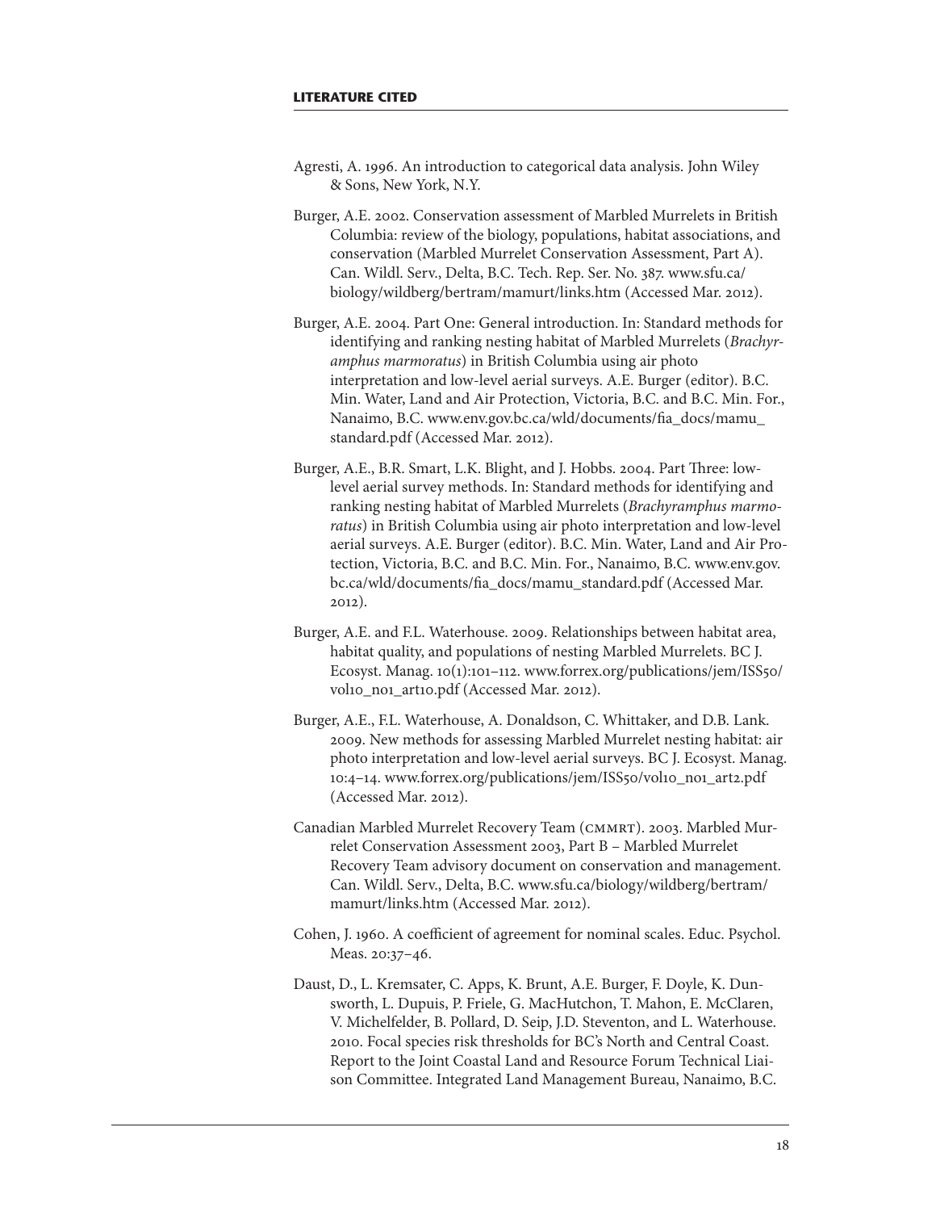## LITERATURE CITED

Agresti, A. 1996. An introduction to categorical data analysis. John Wiley & Sons, New York, N.Y.

Burger, A.E. 2002. Conservation assessment of Marbled Murrelets in British Columbia: review of the biology, populations, habitat associations, and conservation (Marbled Murrelet Conservation Assessment, Part A). Can. Wildl. Serv., Delta, B.C. Tech. Rep. Ser. No. 387. www.sfu.ca/biology/wildberg/bertram/mamurt/links.htm (Accessed Mar. 2012).

Burger, A.E. 2004. Part One: General introduction. In: Standard methods for identifying and ranking nesting habitat of Marbled Murrelets (*Brachyramphus marmoratus*) in British Columbia using air photo interpretation and low-level aerial surveys. A.E. Burger (editor). B.C. Min. Water, Land and Air Protection, Victoria, B.C. and B.C. Min. For., Nanaimo, B.C. www.env.gov.bc.ca/wld/documents/fia_docs/mamu_standard.pdf (Accessed Mar. 2012).

Burger, A.E., B.R. Smart, L.K. Blight, and J. Hobbs. 2004. Part Three: low-level aerial survey methods. In: Standard methods for identifying and ranking nesting habitat of Marbled Murrelets (*Brachyramphus marmoratus*) in British Columbia using air photo interpretation and low-level aerial surveys. A.E. Burger (editor). B.C. Min. Water, Land and Air Protection, Victoria, B.C. and B.C. Min. For., Nanaimo, B.C. www.env.gov.bc.ca/wld/documents/fia_docs/mamu_standard.pdf (Accessed Mar. 2012).

Burger, A.E. and F.L. Waterhouse. 2009. Relationships between habitat area, habitat quality, and populations of nesting Marbled Murrelets. BC J. Ecosyst. Manag. 10(1):101–112. www.forrex.org/publications/jem/ISS50/vol10_no1_art10.pdf (Accessed Mar. 2012).

Burger, A.E., F.L. Waterhouse, A. Donaldson, C. Whittaker, and D.B. Lank. 2009. New methods for assessing Marbled Murrelet nesting habitat: air photo interpretation and low-level aerial surveys. BC J. Ecosyst. Manag. 10:4–14. www.forrex.org/publications/jem/ISS50/vol10_no1_art2.pdf (Accessed Mar. 2012).

Canadian Marbled Murrelet Recovery Team (CMMRT). 2003. Marbled Murrelet Conservation Assessment 2003, Part B – Marbled Murrelet Recovery Team advisory document on conservation and management. Can. Wildl. Serv., Delta, B.C. www.sfu.ca/biology/wildberg/bertram/mamurt/links.htm (Accessed Mar. 2012).

Cohen, J. 1960. A coefficient of agreement for nominal scales. Educ. Psychol. Meas. 20:37–46.

Daust, D., L. Kremsater, C. Apps, K. Brunt, A.E. Burger, F. Doyle, K. Dunsworth, L. Dupuis, P. Friele, G. MacHutchon, T. Mahon, E. McClaren, V. Michelfelder, B. Pollard, D. Seip, J.D. Steventon, and L. Waterhouse. 2010. Focal species risk thresholds for BC's North and Central Coast. Report to the Joint Coastal Land and Resource Forum Technical Liaison Committee. Integrated Land Management Bureau, Nanaimo, B.C.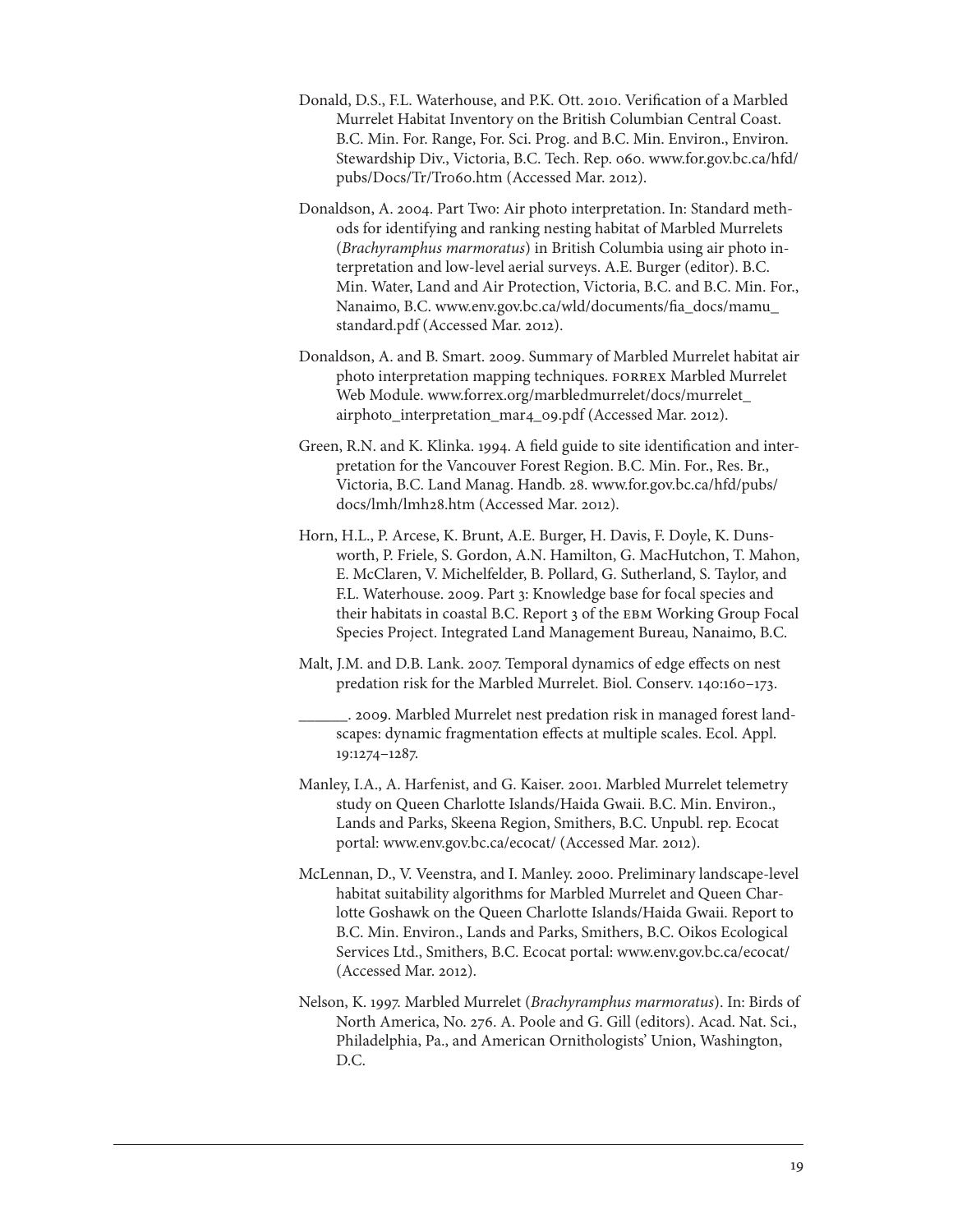Donald, D.S., F.L. Waterhouse, and P.K. Ott. 2010. Verification of a Marbled Murrelet Habitat Inventory on the British Columbian Central Coast. B.C. Min. For. Range, For. Sci. Prog. and B.C. Min. Environ., Environ. Stewardship Div., Victoria, B.C. Tech. Rep. 060. www.for.gov.bc.ca/hfd/pubs/Docs/Tr/Tr060.htm (Accessed Mar. 2012).

Donaldson, A. 2004. Part Two: Air photo interpretation. In: Standard methods for identifying and ranking nesting habitat of Marbled Murrelets (*Brachyramphus marmoratus*) in British Columbia using air photo interpretation and low-level aerial surveys. A.E. Burger (editor). B.C. Min. Water, Land and Air Protection, Victoria, B.C. and B.C. Min. For., Nanaimo, B.C. www.env.gov.bc.ca/wld/documents/fia_docs/mamu_standard.pdf (Accessed Mar. 2012).

Donaldson, A. and B. Smart. 2009. Summary of Marbled Murrelet habitat air photo interpretation mapping techniques. FORREX Marbled Murrelet Web Module. www.forrex.org/marbledmurrelet/docs/murrelet_airphoto_interpretation_mar4_09.pdf (Accessed Mar. 2012).

Green, R.N. and K. Klinka. 1994. A field guide to site identification and interpretation for the Vancouver Forest Region. B.C. Min. For., Res. Br., Victoria, B.C. Land Manag. Handb. 28. www.for.gov.bc.ca/hfd/pubs/docs/lmh/lmh28.htm (Accessed Mar. 2012).

Horn, H.L., P. Arcese, K. Brunt, A.E. Burger, H. Davis, F. Doyle, K. Dunsworth, P. Friele, S. Gordon, A.N. Hamilton, G. MacHutchon, T. Mahon, E. McClaren, V. Michelfelder, B. Pollard, G. Sutherland, S. Taylor, and F.L. Waterhouse. 2009. Part 3: Knowledge base for focal species and their habitats in coastal B.C. Report 3 of the EBM Working Group Focal Species Project. Integrated Land Management Bureau, Nanaimo, B.C.

Malt, J.M. and D.B. Lank. 2007. Temporal dynamics of edge effects on nest predation risk for the Marbled Murrelet. Biol. Conserv. 140:160–173.

______. 2009. Marbled Murrelet nest predation risk in managed forest landscapes: dynamic fragmentation effects at multiple scales. Ecol. Appl. 19:1274–1287.

Manley, I.A., A. Harfenist, and G. Kaiser. 2001. Marbled Murrelet telemetry study on Queen Charlotte Islands/Haida Gwaii. B.C. Min. Environ., Lands and Parks, Skeena Region, Smithers, B.C. Unpubl. rep. Ecocat portal: www.env.gov.bc.ca/ecocat/ (Accessed Mar. 2012).

McLennan, D., V. Veenstra, and I. Manley. 2000. Preliminary landscape-level habitat suitability algorithms for Marbled Murrelet and Queen Charlotte Goshawk on the Queen Charlotte Islands/Haida Gwaii. Report to B.C. Min. Environ., Lands and Parks, Smithers, B.C. Oikos Ecological Services Ltd., Smithers, B.C. Ecocat portal: www.env.gov.bc.ca/ecocat/ (Accessed Mar. 2012).

Nelson, K. 1997. Marbled Murrelet (*Brachyramphus marmoratus*). In: Birds of North America, No. 276. A. Poole and G. Gill (editors). Acad. Nat. Sci., Philadelphia, Pa., and American Ornithologists' Union, Washington, D.C.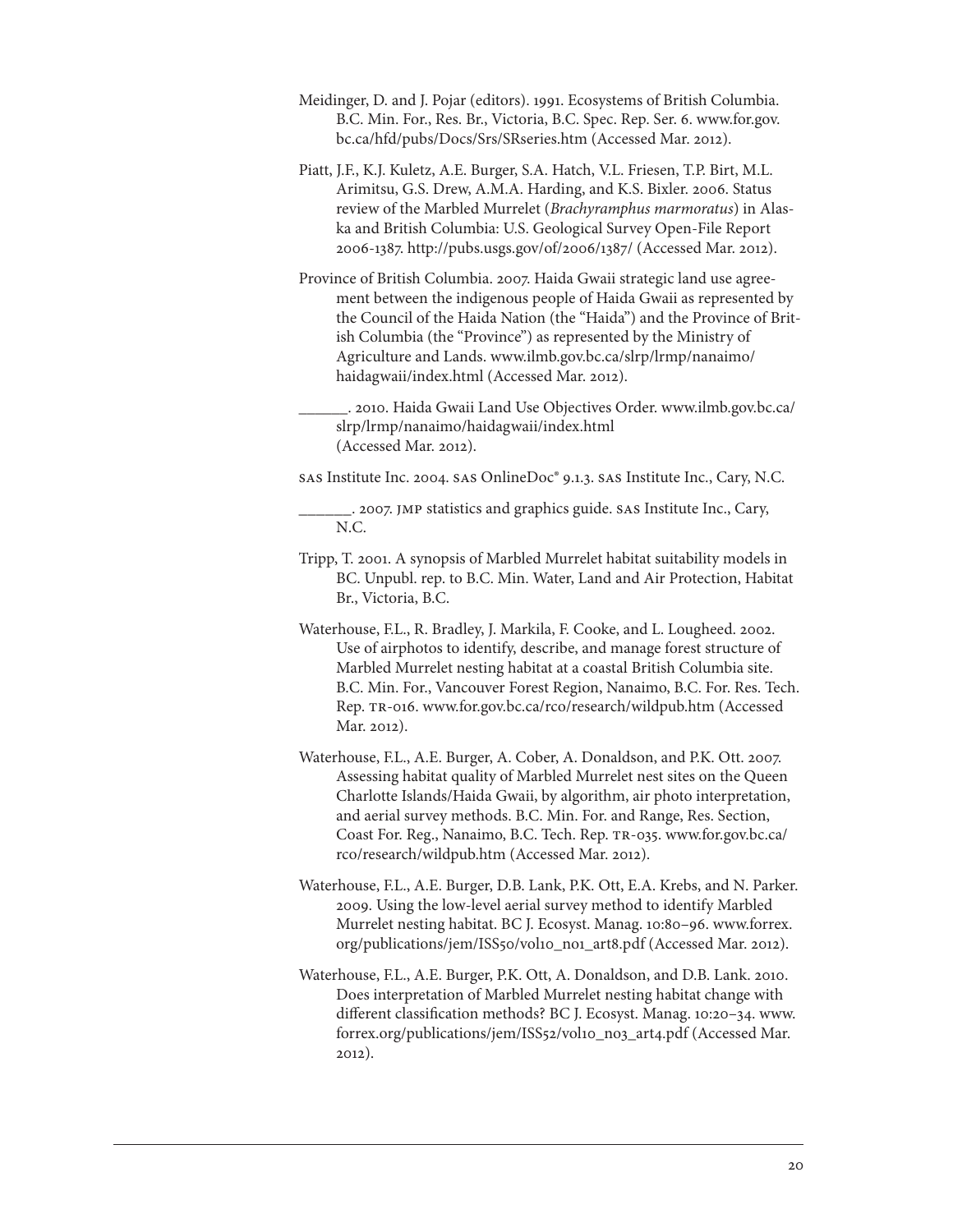Meidinger, D. and J. Pojar (editors). 1991. Ecosystems of British Columbia. B.C. Min. For., Res. Br., Victoria, B.C. Spec. Rep. Ser. 6. www.for.gov.bc.ca/hfd/pubs/Docs/Srs/SRseries.htm (Accessed Mar. 2012).

Piatt, J.F., K.J. Kuletz, A.E. Burger, S.A. Hatch, V.L. Friesen, T.P. Birt, M.L. Arimitsu, G.S. Drew, A.M.A. Harding, and K.S. Bixler. 2006. Status review of the Marbled Murrelet (*Brachyramphus marmoratus*) in Alaska and British Columbia: U.S. Geological Survey Open-File Report 2006-1387. http://pubs.usgs.gov/of/2006/1387/ (Accessed Mar. 2012).

Province of British Columbia. 2007. Haida Gwaii strategic land use agreement between the indigenous people of Haida Gwaii as represented by the Council of the Haida Nation (the "Haida") and the Province of British Columbia (the "Province") as represented by the Ministry of Agriculture and Lands. www.ilmb.gov.bc.ca/slrp/lrmp/nanaimo/haidagwaii/index.html (Accessed Mar. 2012).

\_\_\_\_\_\_. 2010. Haida Gwaii Land Use Objectives Order. www.ilmb.gov.bc.ca/slrp/lrmp/nanaimo/haidagwaii/index.html (Accessed Mar. 2012).

SAS Institute Inc. 2004. SAS OnlineDoc® 9.1.3. SAS Institute Inc., Cary, N.C.

\_\_\_\_\_\_. 2007. JMP statistics and graphics guide. SAS Institute Inc., Cary, N.C.

Tripp, T. 2001. A synopsis of Marbled Murrelet habitat suitability models in BC. Unpubl. rep. to B.C. Min. Water, Land and Air Protection, Habitat Br., Victoria, B.C.

Waterhouse, F.L., R. Bradley, J. Markila, F. Cooke, and L. Lougheed. 2002. Use of airphotos to identify, describe, and manage forest structure of Marbled Murrelet nesting habitat at a coastal British Columbia site. B.C. Min. For., Vancouver Forest Region, Nanaimo, B.C. For. Res. Tech. Rep. TR-016. www.for.gov.bc.ca/rco/research/wildpub.htm (Accessed Mar. 2012).

Waterhouse, F.L., A.E. Burger, A. Cober, A. Donaldson, and P.K. Ott. 2007. Assessing habitat quality of Marbled Murrelet nest sites on the Queen Charlotte Islands/Haida Gwaii, by algorithm, air photo interpretation, and aerial survey methods. B.C. Min. For. and Range, Res. Section, Coast For. Reg., Nanaimo, B.C. Tech. Rep. TR-035. www.for.gov.bc.ca/rco/research/wildpub.htm (Accessed Mar. 2012).

Waterhouse, F.L., A.E. Burger, D.B. Lank, P.K. Ott, E.A. Krebs, and N. Parker. 2009. Using the low-level aerial survey method to identify Marbled Murrelet nesting habitat. BC J. Ecosyst. Manag. 10:80–96. www.forrex.org/publications/jem/ISS50/vol10_no1_art8.pdf (Accessed Mar. 2012).

Waterhouse, F.L., A.E. Burger, P.K. Ott, A. Donaldson, and D.B. Lank. 2010. Does interpretation of Marbled Murrelet nesting habitat change with different classification methods? BC J. Ecosyst. Manag. 10:20–34. www.forrex.org/publications/jem/ISS52/vol10_no3_art4.pdf (Accessed Mar. 2012).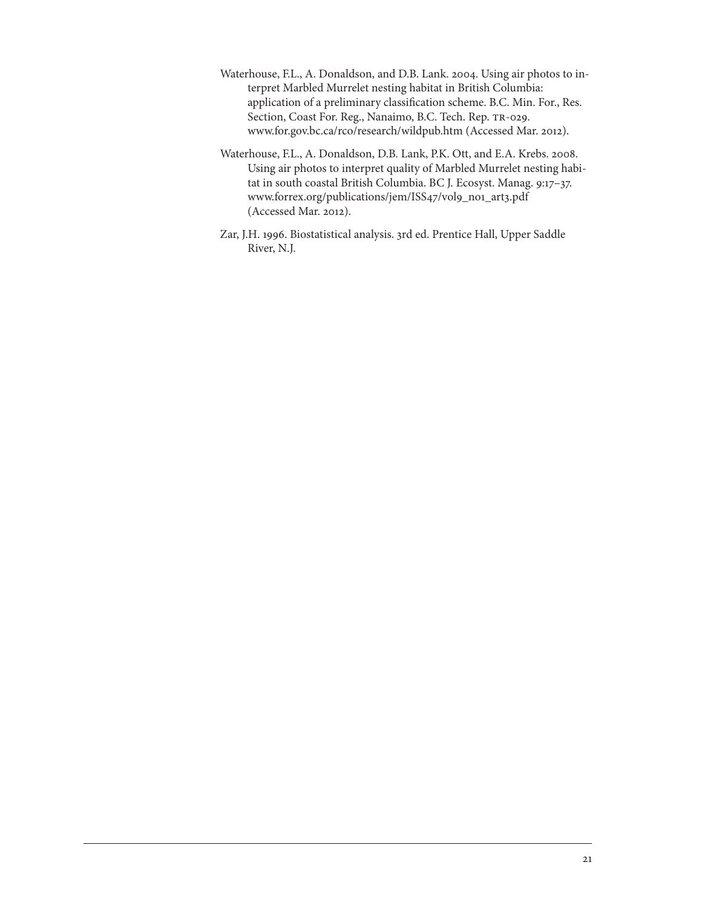Waterhouse, F.L., A. Donaldson, and D.B. Lank. 2004. Using air photos to interpret Marbled Murrelet nesting habitat in British Columbia: application of a preliminary classification scheme. B.C. Min. For., Res. Section, Coast For. Reg., Nanaimo, B.C. Tech. Rep. TR-029. www.for.gov.bc.ca/rco/research/wildpub.htm (Accessed Mar. 2012).

Waterhouse, F.L., A. Donaldson, D.B. Lank, P.K. Ott, and E.A. Krebs. 2008. Using air photos to interpret quality of Marbled Murrelet nesting habitat in south coastal British Columbia. BC J. Ecosyst. Manag. 9:17–37. www.forrex.org/publications/jem/ISS47/vol9_no1_art3.pdf (Accessed Mar. 2012).

Zar, J.H. 1996. Biostatistical analysis. 3rd ed. Prentice Hall, Upper Saddle River, N.J.